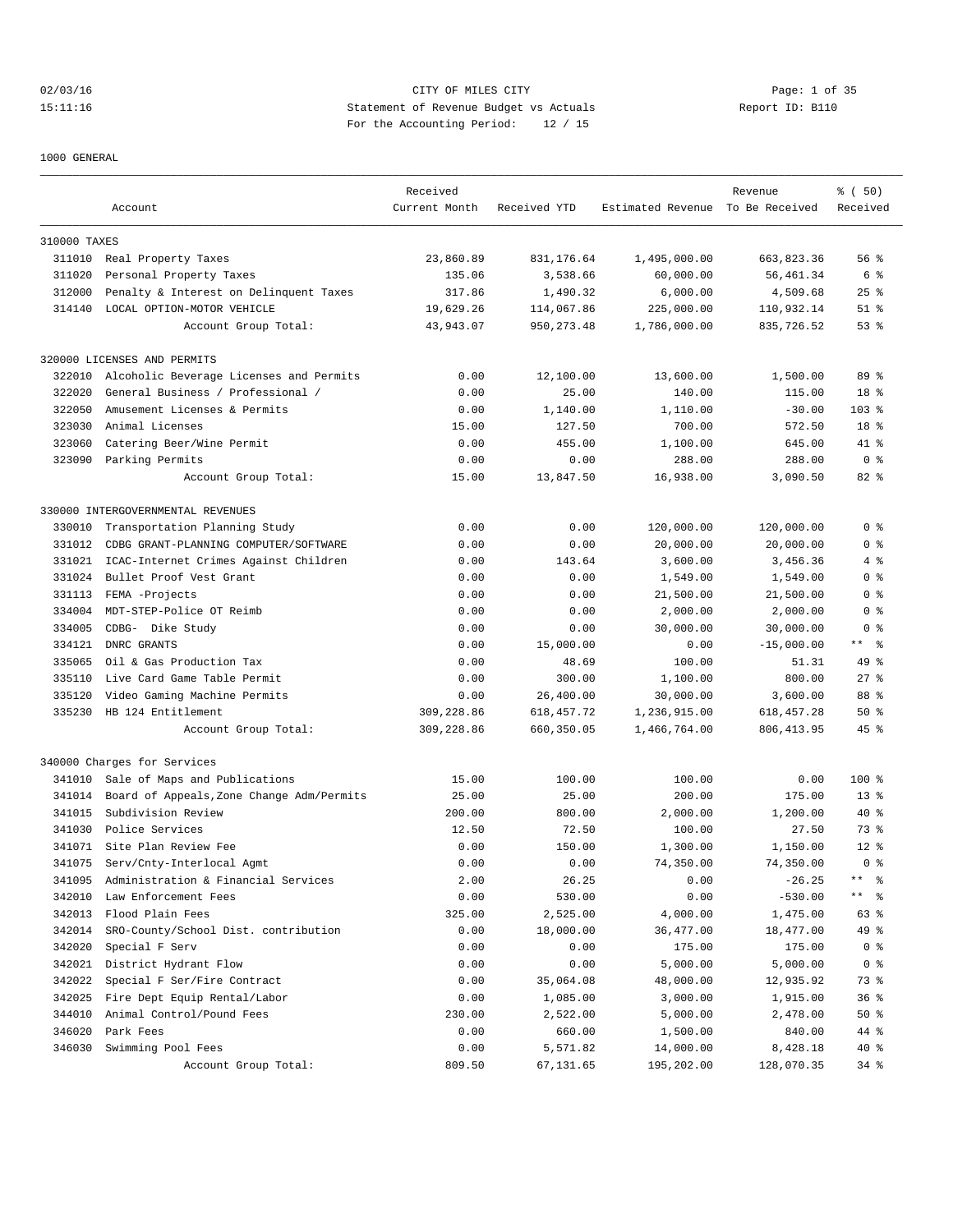CITY OF MILES CITY

Statement of Revenue Budget vs Actuals

For the Accounting Period: 12 / 15

1000 GENERAL

| Account | | Received Current Month | Received YTD | Estimated Revenue | Revenue To Be Received | % ( 50) Received |
|---|---|---|---|---|---|---|
| 310000 TAXES | | | | | | |
| 311010 | Real Property Taxes | 23,860.89 | 831,176.64 | 1,495,000.00 | 663,823.36 | 56 % |
| 311020 | Personal Property Taxes | 135.06 | 3,538.66 | 60,000.00 | 56,461.34 | 6 % |
| 312000 | Penalty & Interest on Delinquent Taxes | 317.86 | 1,490.32 | 6,000.00 | 4,509.68 | 25 % |
| 314140 | LOCAL OPTION-MOTOR VEHICLE | 19,629.26 | 114,067.86 | 225,000.00 | 110,932.14 | 51 % |
| | Account Group Total: | 43,943.07 | 950,273.48 | 1,786,000.00 | 835,726.52 | 53 % |
| 320000 LICENSES AND PERMITS | | | | | | |
| 322010 | Alcoholic Beverage Licenses and Permits | 0.00 | 12,100.00 | 13,600.00 | 1,500.00 | 89 % |
| 322020 | General Business / Professional / | 0.00 | 25.00 | 140.00 | 115.00 | 18 % |
| 322050 | Amusement Licenses & Permits | 0.00 | 1,140.00 | 1,110.00 | -30.00 | 103 % |
| 323030 | Animal Licenses | 15.00 | 127.50 | 700.00 | 572.50 | 18 % |
| 323060 | Catering Beer/Wine Permit | 0.00 | 455.00 | 1,100.00 | 645.00 | 41 % |
| 323090 | Parking Permits | 0.00 | 0.00 | 288.00 | 288.00 | 0 % |
| | Account Group Total: | 15.00 | 13,847.50 | 16,938.00 | 3,090.50 | 82 % |
| 330000 INTERGOVERNMENTAL REVENUES | | | | | | |
| 330010 | Transportation Planning Study | 0.00 | 0.00 | 120,000.00 | 120,000.00 | 0 % |
| 331012 | CDBG GRANT-PLANNING COMPUTER/SOFTWARE | 0.00 | 0.00 | 20,000.00 | 20,000.00 | 0 % |
| 331021 | ICAC-Internet Crimes Against Children | 0.00 | 143.64 | 3,600.00 | 3,456.36 | 4 % |
| 331024 | Bullet Proof Vest Grant | 0.00 | 0.00 | 1,549.00 | 1,549.00 | 0 % |
| 331113 | FEMA -Projects | 0.00 | 0.00 | 21,500.00 | 21,500.00 | 0 % |
| 334004 | MDT-STEP-Police OT Reimb | 0.00 | 0.00 | 2,000.00 | 2,000.00 | 0 % |
| 334005 | CDBG- Dike Study | 0.00 | 0.00 | 30,000.00 | 30,000.00 | 0 % |
| 334121 | DNRC GRANTS | 0.00 | 15,000.00 | 0.00 | -15,000.00 | ** % |
| 335065 | Oil & Gas Production Tax | 0.00 | 48.69 | 100.00 | 51.31 | 49 % |
| 335110 | Live Card Game Table Permit | 0.00 | 300.00 | 1,100.00 | 800.00 | 27 % |
| 335120 | Video Gaming Machine Permits | 0.00 | 26,400.00 | 30,000.00 | 3,600.00 | 88 % |
| 335230 | HB 124 Entitlement | 309,228.86 | 618,457.72 | 1,236,915.00 | 618,457.28 | 50 % |
| | Account Group Total: | 309,228.86 | 660,350.05 | 1,466,764.00 | 806,413.95 | 45 % |
| 340000 Charges for Services | | | | | | |
| 341010 | Sale of Maps and Publications | 15.00 | 100.00 | 100.00 | 0.00 | 100 % |
| 341014 | Board of Appeals,Zone Change Adm/Permits | 25.00 | 25.00 | 200.00 | 175.00 | 13 % |
| 341015 | Subdivision Review | 200.00 | 800.00 | 2,000.00 | 1,200.00 | 40 % |
| 341030 | Police Services | 12.50 | 72.50 | 100.00 | 27.50 | 73 % |
| 341071 | Site Plan Review Fee | 0.00 | 150.00 | 1,300.00 | 1,150.00 | 12 % |
| 341075 | Serv/Cnty-Interlocal Agmt | 0.00 | 0.00 | 74,350.00 | 74,350.00 | 0 % |
| 341095 | Administration & Financial Services | 2.00 | 26.25 | 0.00 | -26.25 | ** % |
| 342010 | Law Enforcement Fees | 0.00 | 530.00 | 0.00 | -530.00 | ** % |
| 342013 | Flood Plain Fees | 325.00 | 2,525.00 | 4,000.00 | 1,475.00 | 63 % |
| 342014 | SRO-County/School Dist. contribution | 0.00 | 18,000.00 | 36,477.00 | 18,477.00 | 49 % |
| 342020 | Special F Serv | 0.00 | 0.00 | 175.00 | 175.00 | 0 % |
| 342021 | District Hydrant Flow | 0.00 | 0.00 | 5,000.00 | 5,000.00 | 0 % |
| 342022 | Special F Ser/Fire Contract | 0.00 | 35,064.08 | 48,000.00 | 12,935.92 | 73 % |
| 342025 | Fire Dept Equip Rental/Labor | 0.00 | 1,085.00 | 3,000.00 | 1,915.00 | 36 % |
| 344010 | Animal Control/Pound Fees | 230.00 | 2,522.00 | 5,000.00 | 2,478.00 | 50 % |
| 346020 | Park Fees | 0.00 | 660.00 | 1,500.00 | 840.00 | 44 % |
| 346030 | Swimming Pool Fees | 0.00 | 5,571.82 | 14,000.00 | 8,428.18 | 40 % |
| | Account Group Total: | 809.50 | 67,131.65 | 195,202.00 | 128,070.35 | 34 % |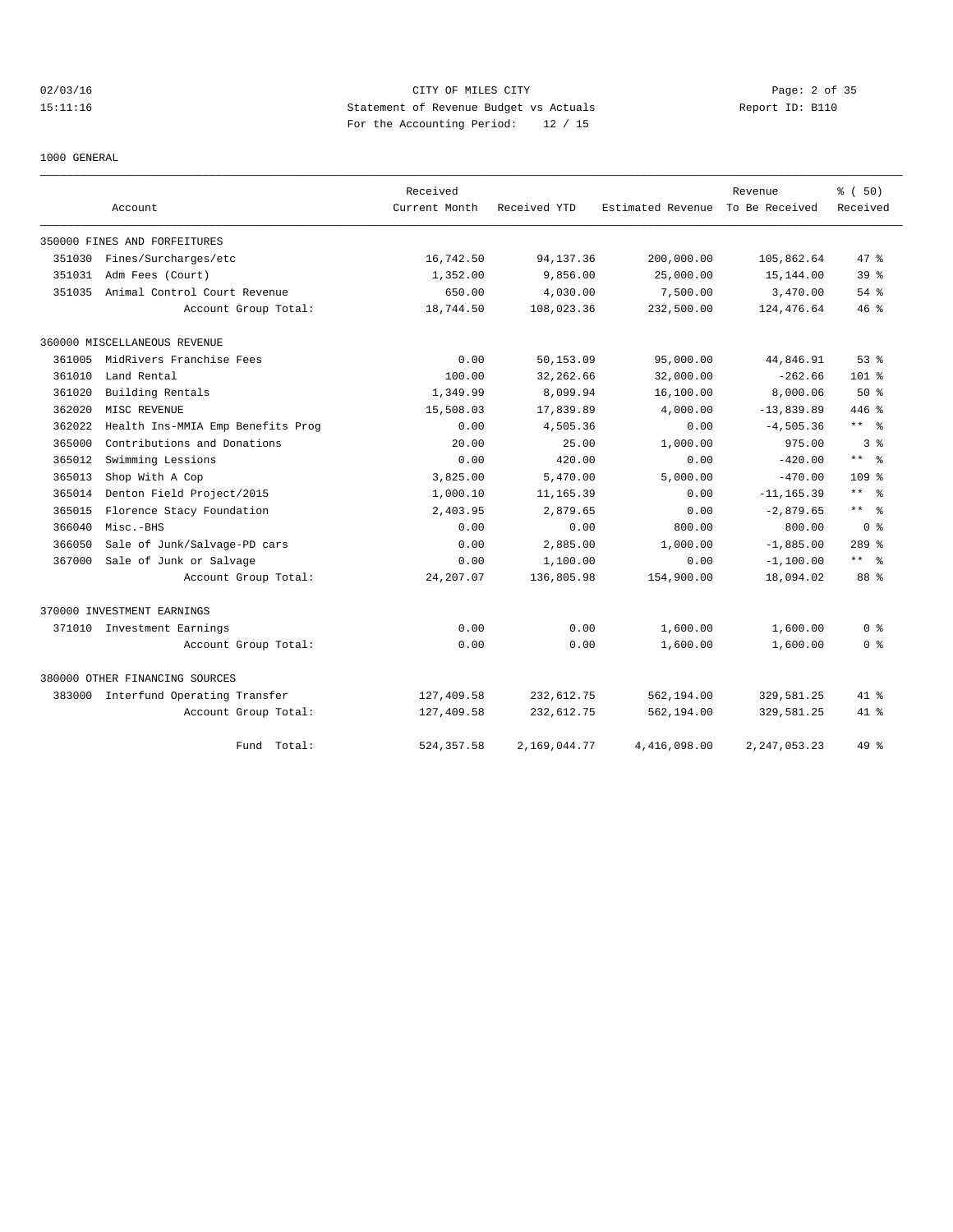CITY OF MILES CITY
Statement of Revenue Budget vs Actuals
For the Accounting Period: 12 / 15

02/03/16
15:11:16
Report ID: B110

1000 GENERAL

| Account | | Received Current Month | Received YTD | Estimated Revenue | Revenue To Be Received | % ( 50) Received |
|---|---|---|---|---|---|---|
| 350000 FINES AND FORFEITURES | | | | | | |
| 351030 | Fines/Surcharges/etc | 16,742.50 | 94,137.36 | 200,000.00 | 105,862.64 | 47 % |
| 351031 | Adm Fees (Court) | 1,352.00 | 9,856.00 | 25,000.00 | 15,144.00 | 39 % |
| 351035 | Animal Control Court Revenue | 650.00 | 4,030.00 | 7,500.00 | 3,470.00 | 54 % |
| | Account Group Total: | 18,744.50 | 108,023.36 | 232,500.00 | 124,476.64 | 46 % |
| 360000 MISCELLANEOUS REVENUE | | | | | | |
| 361005 | MidRivers Franchise Fees | 0.00 | 50,153.09 | 95,000.00 | 44,846.91 | 53 % |
| 361010 | Land Rental | 100.00 | 32,262.66 | 32,000.00 | -262.66 | 101 % |
| 361020 | Building Rentals | 1,349.99 | 8,099.94 | 16,100.00 | 8,000.06 | 50 % |
| 362020 | MISC REVENUE | 15,508.03 | 17,839.89 | 4,000.00 | -13,839.89 | 446 % |
| 362022 | Health Ins-MMIA Emp Benefits Prog | 0.00 | 4,505.36 | 0.00 | -4,505.36 | ** % |
| 365000 | Contributions and Donations | 20.00 | 25.00 | 1,000.00 | 975.00 | 3 % |
| 365012 | Swimming Lessions | 0.00 | 420.00 | 0.00 | -420.00 | ** % |
| 365013 | Shop With A Cop | 3,825.00 | 5,470.00 | 5,000.00 | -470.00 | 109 % |
| 365014 | Denton Field Project/2015 | 1,000.10 | 11,165.39 | 0.00 | -11,165.39 | ** % |
| 365015 | Florence Stacy Foundation | 2,403.95 | 2,879.65 | 0.00 | -2,879.65 | ** % |
| 366040 | Misc.-BHS | 0.00 | 0.00 | 800.00 | 800.00 | 0 % |
| 366050 | Sale of Junk/Salvage-PD cars | 0.00 | 2,885.00 | 1,000.00 | -1,885.00 | 289 % |
| 367000 | Sale of Junk or Salvage | 0.00 | 1,100.00 | 0.00 | -1,100.00 | ** % |
| | Account Group Total: | 24,207.07 | 136,805.98 | 154,900.00 | 18,094.02 | 88 % |
| 370000 INVESTMENT EARNINGS | | | | | | |
| 371010 | Investment Earnings | 0.00 | 0.00 | 1,600.00 | 1,600.00 | 0 % |
| | Account Group Total: | 0.00 | 0.00 | 1,600.00 | 1,600.00 | 0 % |
| 380000 OTHER FINANCING SOURCES | | | | | | |
| 383000 | Interfund Operating Transfer | 127,409.58 | 232,612.75 | 562,194.00 | 329,581.25 | 41 % |
| | Account Group Total: | 127,409.58 | 232,612.75 | 562,194.00 | 329,581.25 | 41 % |
| | Fund Total: | 524,357.58 | 2,169,044.77 | 4,416,098.00 | 2,247,053.23 | 49 % |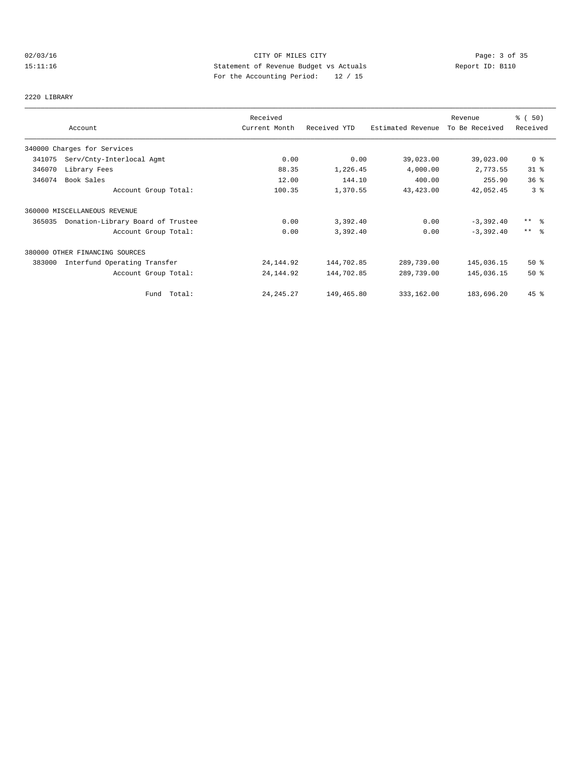CITY OF MILES CITY
Statement of Revenue Budget vs Actuals
For the Accounting Period: 12 / 15

02/03/16
15:11:16

Report ID: B110

2220 LIBRARY

| Account | Received Current Month | Received YTD | Estimated Revenue | Revenue To Be Received | % ( 50) Received |
|---|---|---|---|---|---|
| 340000 Charges for Services | | | | | |
| 341075 Serv/Cnty-Interlocal Agmt | 0.00 | 0.00 | 39,023.00 | 39,023.00 | 0 % |
| 346070 Library Fees | 88.35 | 1,226.45 | 4,000.00 | 2,773.55 | 31 % |
| 346074 Book Sales | 12.00 | 144.10 | 400.00 | 255.90 | 36 % |
| Account Group Total: | 100.35 | 1,370.55 | 43,423.00 | 42,052.45 | 3 % |
| 360000 MISCELLANEOUS REVENUE | | | | | |
| 365035 Donation-Library Board of Trustee | 0.00 | 3,392.40 | 0.00 | -3,392.40 | ** % |
| Account Group Total: | 0.00 | 3,392.40 | 0.00 | -3,392.40 | ** % |
| 380000 OTHER FINANCING SOURCES | | | | | |
| 383000 Interfund Operating Transfer | 24,144.92 | 144,702.85 | 289,739.00 | 145,036.15 | 50 % |
| Account Group Total: | 24,144.92 | 144,702.85 | 289,739.00 | 145,036.15 | 50 % |
| Fund Total: | 24,245.27 | 149,465.80 | 333,162.00 | 183,696.20 | 45 % |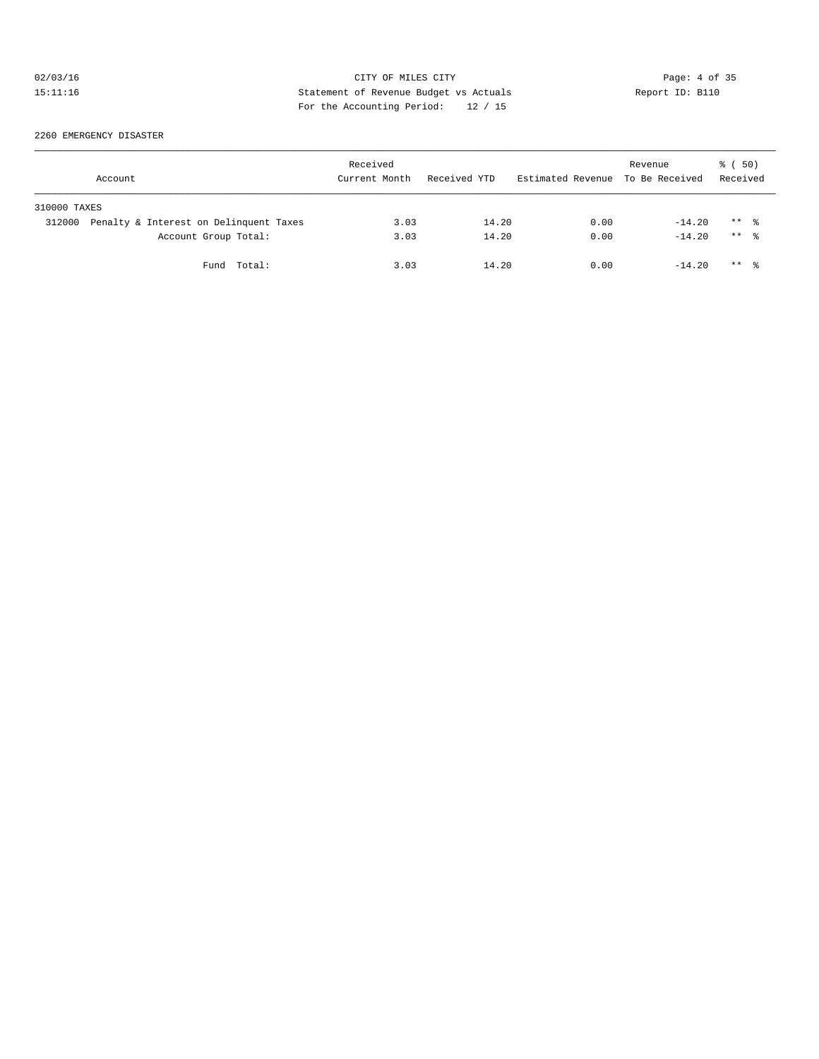CITY OF MILES CITY
Statement of Revenue Budget vs Actuals
For the Accounting Period: 12 / 15

02/03/16
15:11:16

Report ID: B110

2260 EMERGENCY DISASTER

| Account | Received Current Month | Received YTD | Estimated Revenue | Revenue To Be Received | % ( 50) Received |
|---|---|---|---|---|---|
| 310000 TAXES | | | | | |
| 312000 Penalty & Interest on Delinquent Taxes | 3.03 | 14.20 | 0.00 | -14.20 | ** % |
| Account Group Total: | 3.03 | 14.20 | 0.00 | -14.20 | ** % |
| Fund Total: | 3.03 | 14.20 | 0.00 | -14.20 | ** % |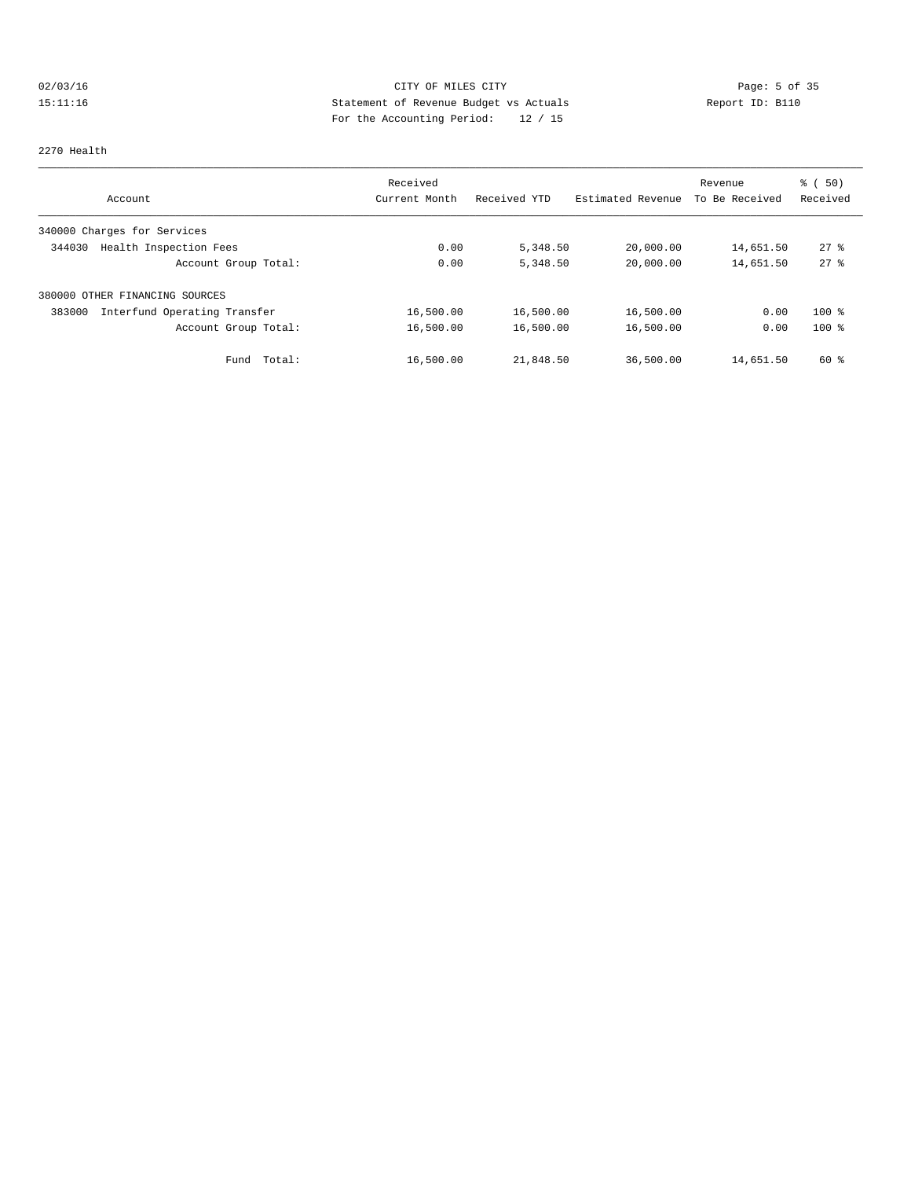02/03/16 CITY OF MILES CITY

15:11:16 Statement of Revenue Budget vs Actuals Report ID: B110

For the Accounting Period: 12 / 15

2270 Health

| Account | Received Current Month | Received YTD | Estimated Revenue | Revenue To Be Received | % ( 50) Received |
|---|---|---|---|---|---|
| 340000 Charges for Services | | | | | |
| 344030 Health Inspection Fees | 0.00 | 5,348.50 | 20,000.00 | 14,651.50 | 27 % |
| Account Group Total: | 0.00 | 5,348.50 | 20,000.00 | 14,651.50 | 27 % |
| 380000 OTHER FINANCING SOURCES | | | | | |
| 383000 Interfund Operating Transfer | 16,500.00 | 16,500.00 | 16,500.00 | 0.00 | 100 % |
| Account Group Total: | 16,500.00 | 16,500.00 | 16,500.00 | 0.00 | 100 % |
| Fund Total: | 16,500.00 | 21,848.50 | 36,500.00 | 14,651.50 | 60 % |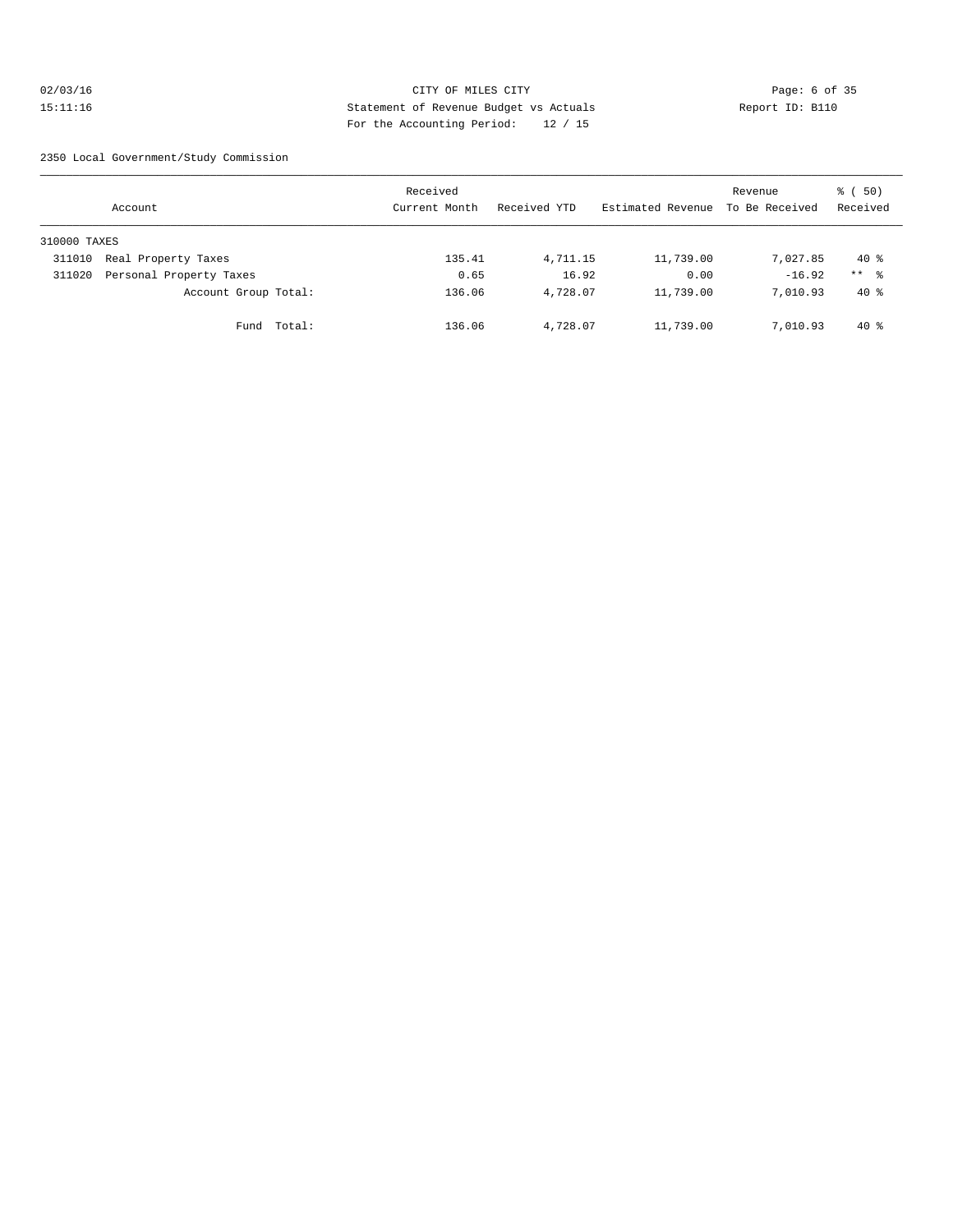CITY OF MILES CITY
Statement of Revenue Budget vs Actuals
For the Accounting Period: 12 / 15

02/03/16
15:11:16

Report ID: B110

2350 Local Government/Study Commission

| Account | | Received Current Month | Received YTD | Estimated Revenue | Revenue To Be Received | % ( 50) Received |
|---|---|---|---|---|---|---|
| 310000 TAXES | | | | | | |
| 311010 | Real Property Taxes | 135.41 | 4,711.15 | 11,739.00 | 7,027.85 | 40 % |
| 311020 | Personal Property Taxes | 0.65 | 16.92 | 0.00 | -16.92 | ** % |
| | Account Group Total: | 136.06 | 4,728.07 | 11,739.00 | 7,010.93 | 40 % |
| | Fund Total: | 136.06 | 4,728.07 | 11,739.00 | 7,010.93 | 40 % |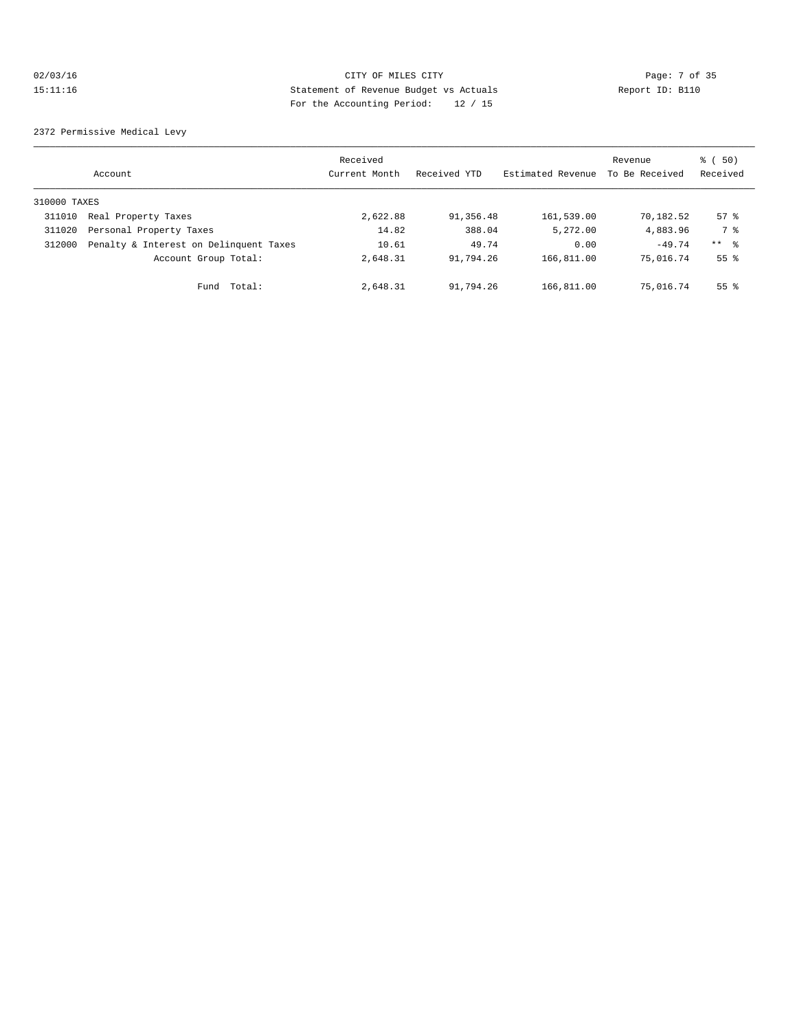CITY OF MILES CITY

Statement of Revenue Budget vs Actuals

For the Accounting Period: 12 / 15

02/03/16 15:11:16 Report ID: B110

2372 Permissive Medical Levy

| Account | | Received Current Month | Received YTD | Estimated Revenue | Revenue To Be Received | % ( 50) Received |
|---|---|---|---|---|---|---|
| 310000 TAXES | | | | | | |
| 311010 | Real Property Taxes | 2,622.88 | 91,356.48 | 161,539.00 | 70,182.52 | 57 % |
| 311020 | Personal Property Taxes | 14.82 | 388.04 | 5,272.00 | 4,883.96 | 7 % |
| 312000 | Penalty & Interest on Delinquent Taxes | 10.61 | 49.74 | 0.00 | -49.74 | ** % |
| | Account Group Total: | 2,648.31 | 91,794.26 | 166,811.00 | 75,016.74 | 55 % |
| | Fund Total: | 2,648.31 | 91,794.26 | 166,811.00 | 75,016.74 | 55 % |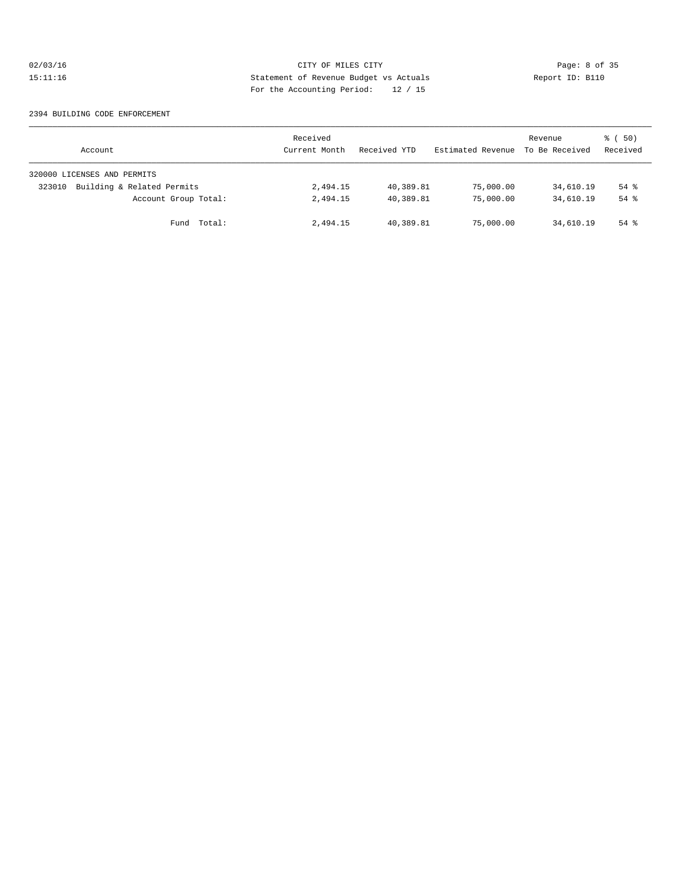CITY OF MILES CITY
Statement of Revenue Budget vs Actuals
For the Accounting Period: 12 / 15

02/03/16
15:11:16

Report ID: B110

2394 BUILDING CODE ENFORCEMENT

| Account | Received Current Month | Received YTD | Estimated Revenue | Revenue To Be Received | % ( 50) Received |
|---|---|---|---|---|---|
| 320000 LICENSES AND PERMITS | | | | | |
| 323010 Building & Related Permits | 2,494.15 | 40,389.81 | 75,000.00 | 34,610.19 | 54 % |
| Account Group Total: | 2,494.15 | 40,389.81 | 75,000.00 | 34,610.19 | 54 % |
| Fund Total: | 2,494.15 | 40,389.81 | 75,000.00 | 34,610.19 | 54 % |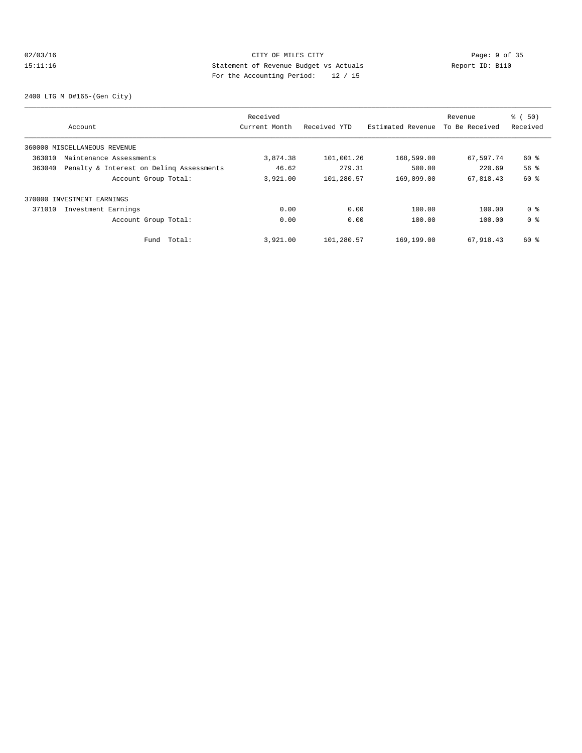CITY OF MILES CITY
Statement of Revenue Budget vs Actuals
For the Accounting Period: 12 / 15

02/03/16
15:11:16

Report ID: B110

2400 LTG M D#165-(Gen City)

| Account | Received Current Month | Received YTD | Estimated Revenue | Revenue To Be Received | % ( 50) Received |
|---|---|---|---|---|---|
| 360000 MISCELLANEOUS REVENUE | | | | | |
| 363010 Maintenance Assessments | 3,874.38 | 101,001.26 | 168,599.00 | 67,597.74 | 60 % |
| 363040 Penalty & Interest on Delinq Assessments | 46.62 | 279.31 | 500.00 | 220.69 | 56 % |
| Account Group Total: | 3,921.00 | 101,280.57 | 169,099.00 | 67,818.43 | 60 % |
| 370000 INVESTMENT EARNINGS | | | | | |
| 371010 Investment Earnings | 0.00 | 0.00 | 100.00 | 100.00 | 0 % |
| Account Group Total: | 0.00 | 0.00 | 100.00 | 100.00 | 0 % |
| Fund Total: | 3,921.00 | 101,280.57 | 169,199.00 | 67,918.43 | 60 % |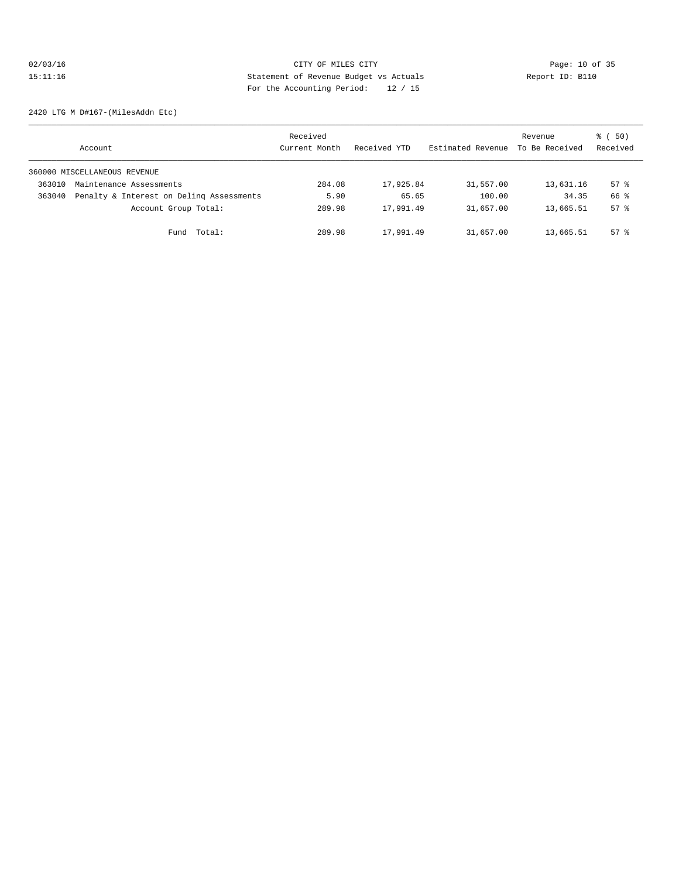CITY OF MILES CITY
Statement of Revenue Budget vs Actuals
For the Accounting Period: 12 / 15

02/03/16
15:11:16

Report ID: B110

2420 LTG M D#167-(MilesAddn Etc)

| Account | Received Current Month | Received YTD | Estimated Revenue | Revenue To Be Received | % ( 50) Received |
|---|---|---|---|---|---|
| 360000 MISCELLANEOUS REVENUE | | | | | |
| 363010 Maintenance Assessments | 284.08 | 17,925.84 | 31,557.00 | 13,631.16 | 57 % |
| 363040 Penalty & Interest on Delinq Assessments | 5.90 | 65.65 | 100.00 | 34.35 | 66 % |
| Account Group Total: | 289.98 | 17,991.49 | 31,657.00 | 13,665.51 | 57 % |
| Fund Total: | 289.98 | 17,991.49 | 31,657.00 | 13,665.51 | 57 % |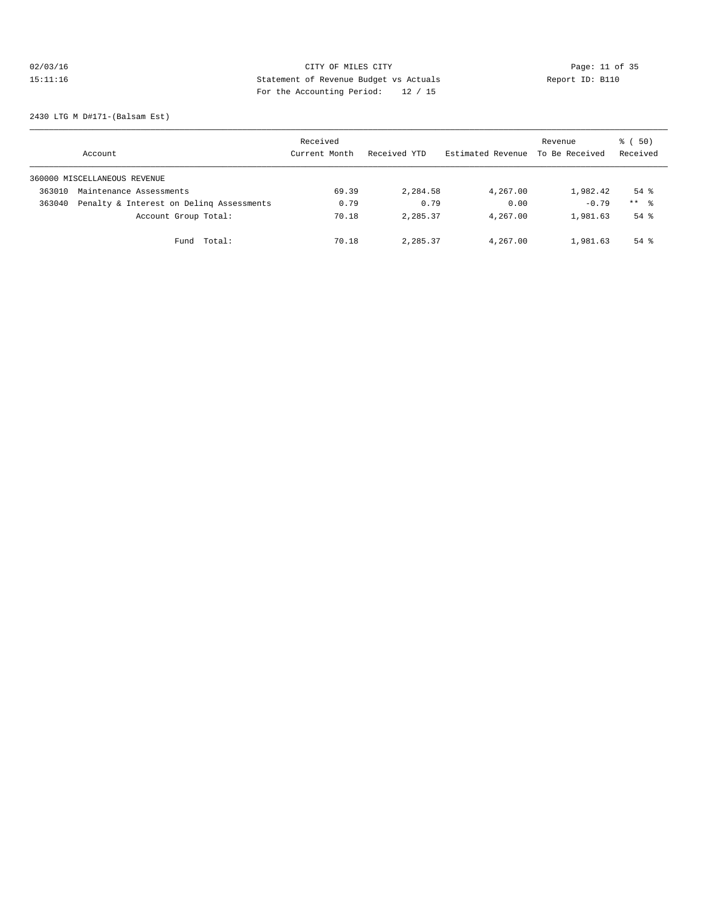CITY OF MILES CITY
Statement of Revenue Budget vs Actuals
For the Accounting Period: 12 / 15

02/03/16
15:11:16

Report ID: B110

2430 LTG M D#171-(Balsam Est)

| Account | Received Current Month | Received YTD | Estimated Revenue | Revenue To Be Received | % ( 50) Received |
|---|---|---|---|---|---|
| 360000 MISCELLANEOUS REVENUE | | | | | |
| 363010 Maintenance Assessments | 69.39 | 2,284.58 | 4,267.00 | 1,982.42 | 54 % |
| 363040 Penalty & Interest on Delinq Assessments | 0.79 | 0.79 | 0.00 | -0.79 | ** % |
| Account Group Total: | 70.18 | 2,285.37 | 4,267.00 | 1,981.63 | 54 % |
| Fund Total: | 70.18 | 2,285.37 | 4,267.00 | 1,981.63 | 54 % |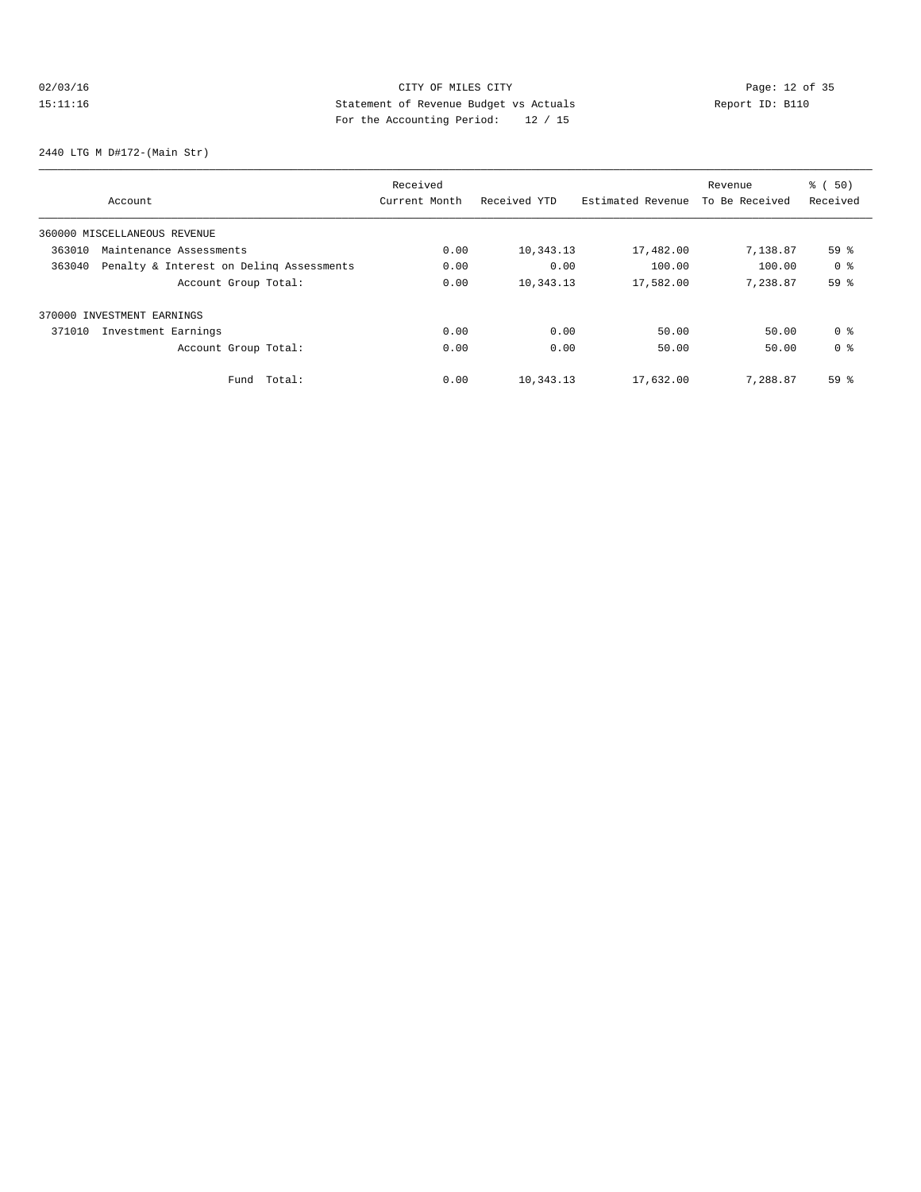CITY OF MILES CITY

Statement of Revenue Budget vs Actuals

For the Accounting Period: 12 / 15

02/03/16
15:11:16

Report ID: B110

2440 LTG M D#172-(Main Str)

| Account | Received Current Month | Received YTD | Estimated Revenue | Revenue To Be Received | % ( 50) Received |
|---|---|---|---|---|---|
| 360000 MISCELLANEOUS REVENUE | | | | | |
| 363010 Maintenance Assessments | 0.00 | 10,343.13 | 17,482.00 | 7,138.87 | 59 % |
| 363040 Penalty & Interest on Delinq Assessments | 0.00 | 0.00 | 100.00 | 100.00 | 0 % |
| Account Group Total: | 0.00 | 10,343.13 | 17,582.00 | 7,238.87 | 59 % |
| 370000 INVESTMENT EARNINGS | | | | | |
| 371010 Investment Earnings | 0.00 | 0.00 | 50.00 | 50.00 | 0 % |
| Account Group Total: | 0.00 | 0.00 | 50.00 | 50.00 | 0 % |
| Fund Total: | 0.00 | 10,343.13 | 17,632.00 | 7,288.87 | 59 % |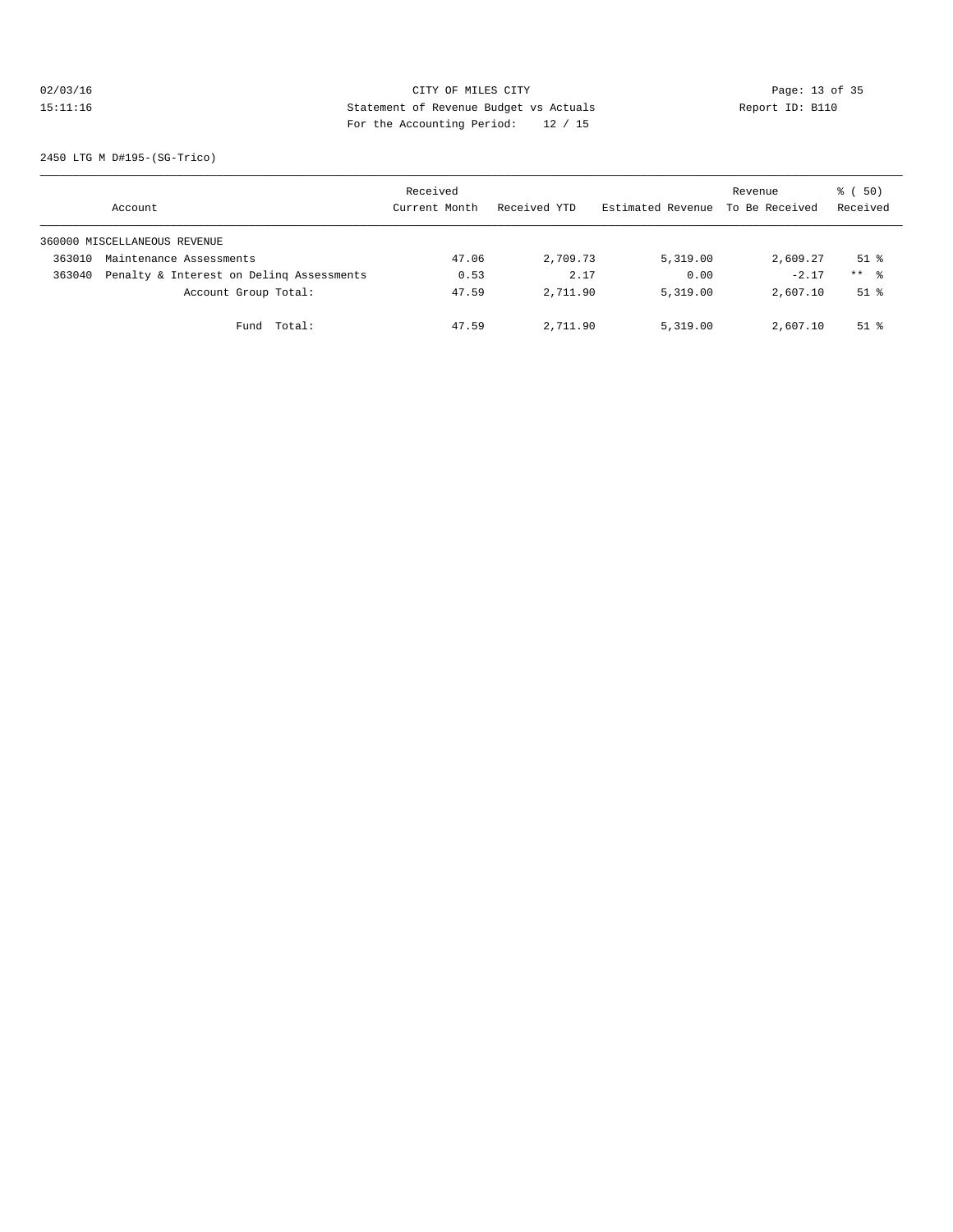CITY OF MILES CITY

Statement of Revenue Budget vs Actuals

For the Accounting Period: 12 / 15

02/03/16
15:11:16

Report ID: B110

2450 LTG M D#195-(SG-Trico)

| Account | | Received Current Month | Received YTD | Estimated Revenue | Revenue To Be Received | % ( 50) Received |
|---|---|---|---|---|---|---|
| 360000 MISCELLANEOUS REVENUE | | | | | | |
| 363010 | Maintenance Assessments | 47.06 | 2,709.73 | 5,319.00 | 2,609.27 | 51 % |
| 363040 | Penalty & Interest on Delinq Assessments | 0.53 | 2.17 | 0.00 | -2.17 | ** % |
| | Account Group Total: | 47.59 | 2,711.90 | 5,319.00 | 2,607.10 | 51 % |
| | Fund Total: | 47.59 | 2,711.90 | 5,319.00 | 2,607.10 | 51 % |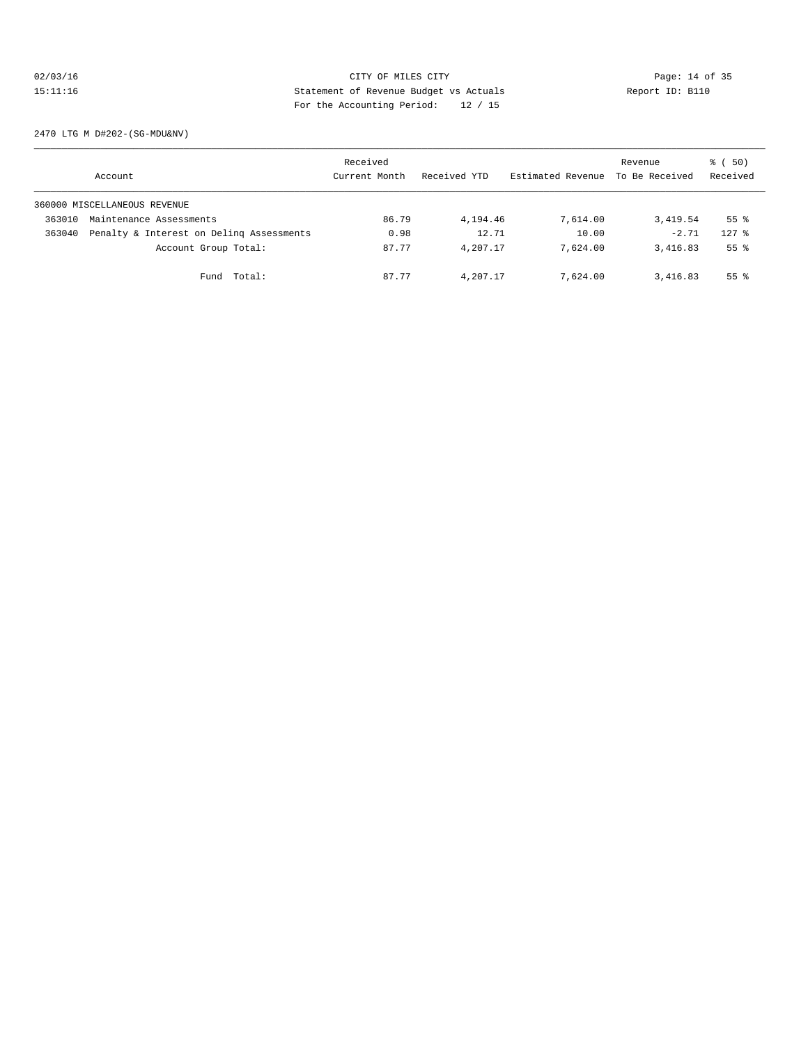CITY OF MILES CITY
Statement of Revenue Budget vs Actuals
For the Accounting Period: 12 / 15

02/03/16
15:11:16

Report ID: B110

2470 LTG M D#202-(SG-MDU&NV)

| | Account | Received Current Month | Received YTD | Estimated Revenue | Revenue To Be Received | % ( 50) Received |
|---|---|---|---|---|---|---|
| 360000 MISCELLANEOUS REVENUE | | | | | | |
| 363010 | Maintenance Assessments | 86.79 | 4,194.46 | 7,614.00 | 3,419.54 | 55 % |
| 363040 | Penalty & Interest on Delinq Assessments | 0.98 | 12.71 | 10.00 | -2.71 | 127 % |
| | Account Group Total: | 87.77 | 4,207.17 | 7,624.00 | 3,416.83 | 55 % |
| | Fund Total: | 87.77 | 4,207.17 | 7,624.00 | 3,416.83 | 55 % |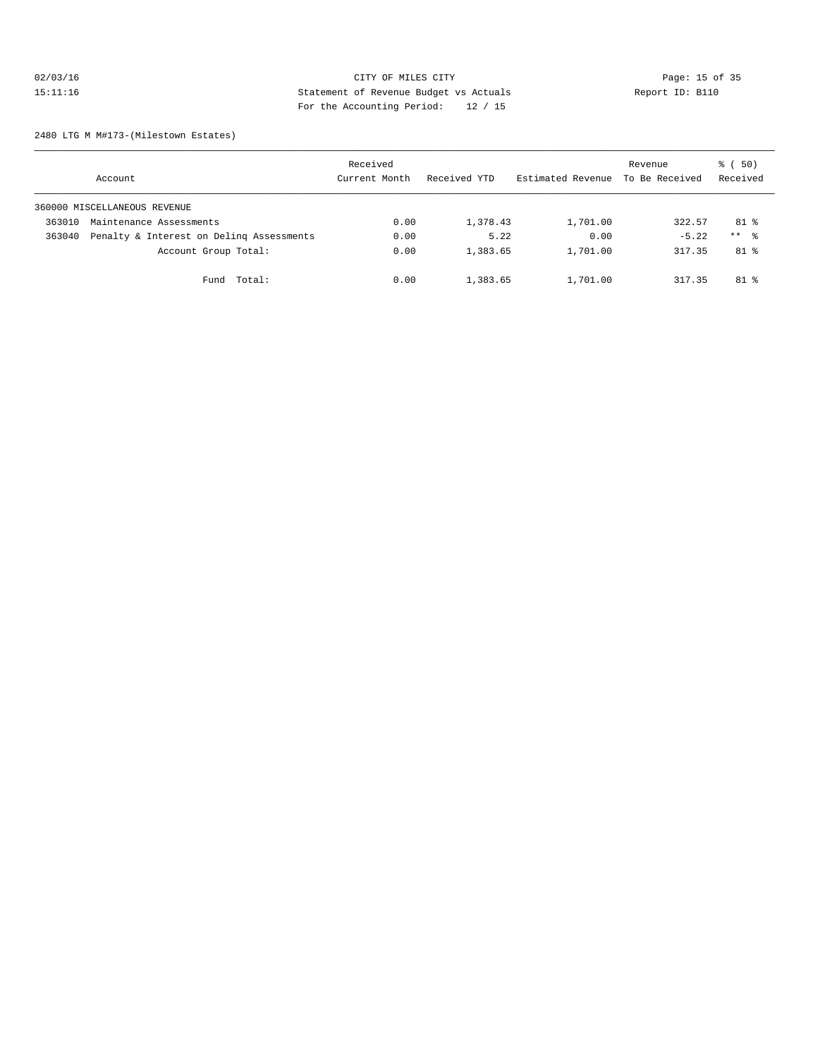CITY OF MILES CITY
Statement of Revenue Budget vs Actuals
For the Accounting Period: 12 / 15

02/03/16
15:11:16

Report ID: B110

2480 LTG M M#173-(Milestown Estates)

| | Account | Received Current Month | Received YTD | Estimated Revenue | Revenue To Be Received | % ( 50) Received |
|---|---|---|---|---|---|---|
| 360000 MISCELLANEOUS REVENUE | | | | | | |
| 363010 | Maintenance Assessments | 0.00 | 1,378.43 | 1,701.00 | 322.57 | 81 % |
| 363040 | Penalty & Interest on Delinq Assessments | 0.00 | 5.22 | 0.00 | -5.22 | ** % |
| | Account Group Total: | 0.00 | 1,383.65 | 1,701.00 | 317.35 | 81 % |
| | Fund Total: | 0.00 | 1,383.65 | 1,701.00 | 317.35 | 81 % |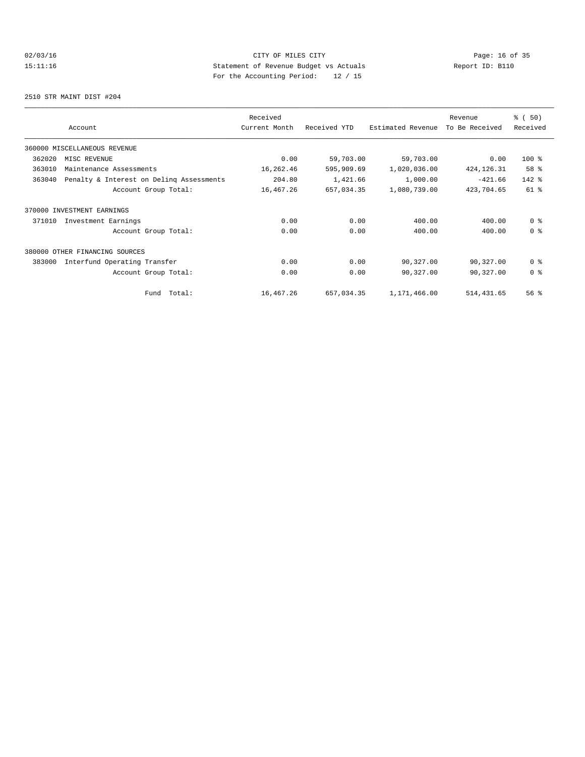CITY OF MILES CITY
Statement of Revenue Budget vs Actuals
For the Accounting Period: 12 / 15

02/03/16
15:11:16

Report ID: B110

2510 STR MAINT DIST #204

| Account | Received Current Month | Received YTD | Estimated Revenue | Revenue To Be Received | % ( 50) Received |
|---|---|---|---|---|---|
| 360000 MISCELLANEOUS REVENUE | | | | | |
| 362020 MISC REVENUE | 0.00 | 59,703.00 | 59,703.00 | 0.00 | 100 % |
| 363010 Maintenance Assessments | 16,262.46 | 595,909.69 | 1,020,036.00 | 424,126.31 | 58 % |
| 363040 Penalty & Interest on Delinq Assessments | 204.80 | 1,421.66 | 1,000.00 | -421.66 | 142 % |
| Account Group Total: | 16,467.26 | 657,034.35 | 1,080,739.00 | 423,704.65 | 61 % |
| 370000 INVESTMENT EARNINGS | | | | | |
| 371010 Investment Earnings | 0.00 | 0.00 | 400.00 | 400.00 | 0 % |
| Account Group Total: | 0.00 | 0.00 | 400.00 | 400.00 | 0 % |
| 380000 OTHER FINANCING SOURCES | | | | | |
| 383000 Interfund Operating Transfer | 0.00 | 0.00 | 90,327.00 | 90,327.00 | 0 % |
| Account Group Total: | 0.00 | 0.00 | 90,327.00 | 90,327.00 | 0 % |
| Fund Total: | 16,467.26 | 657,034.35 | 1,171,466.00 | 514,431.65 | 56 % |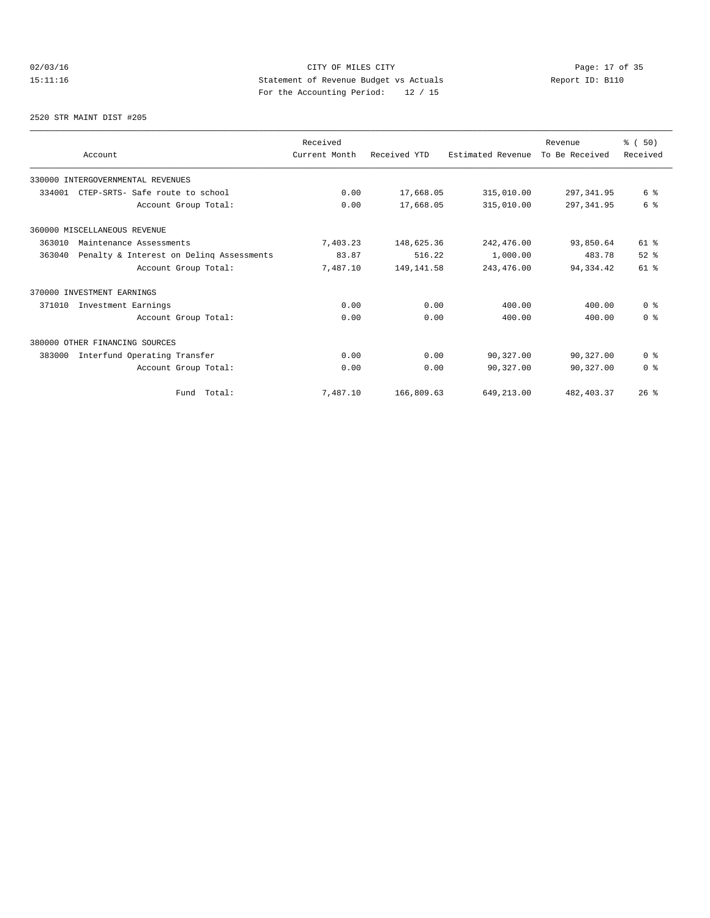CITY OF MILES CITY
Statement of Revenue Budget vs Actuals
For the Accounting Period: 12 / 15

02/03/16
15:11:16

Report ID: B110

2520 STR MAINT DIST #205

| Account | Received Current Month | Received YTD | Estimated Revenue | Revenue To Be Received | % ( 50) Received |
|---|---|---|---|---|---|
| 330000 INTERGOVERNMENTAL REVENUES | | | | | |
| 334001 CTEP-SRTS- Safe route to school | 0.00 | 17,668.05 | 315,010.00 | 297,341.95 | 6 % |
| Account Group Total: | 0.00 | 17,668.05 | 315,010.00 | 297,341.95 | 6 % |
| 360000 MISCELLANEOUS REVENUE | | | | | |
| 363010 Maintenance Assessments | 7,403.23 | 148,625.36 | 242,476.00 | 93,850.64 | 61 % |
| 363040 Penalty & Interest on Delinq Assessments | 83.87 | 516.22 | 1,000.00 | 483.78 | 52 % |
| Account Group Total: | 7,487.10 | 149,141.58 | 243,476.00 | 94,334.42 | 61 % |
| 370000 INVESTMENT EARNINGS | | | | | |
| 371010 Investment Earnings | 0.00 | 0.00 | 400.00 | 400.00 | 0 % |
| Account Group Total: | 0.00 | 0.00 | 400.00 | 400.00 | 0 % |
| 380000 OTHER FINANCING SOURCES | | | | | |
| 383000 Interfund Operating Transfer | 0.00 | 0.00 | 90,327.00 | 90,327.00 | 0 % |
| Account Group Total: | 0.00 | 0.00 | 90,327.00 | 90,327.00 | 0 % |
| Fund Total: | 7,487.10 | 166,809.63 | 649,213.00 | 482,403.37 | 26 % |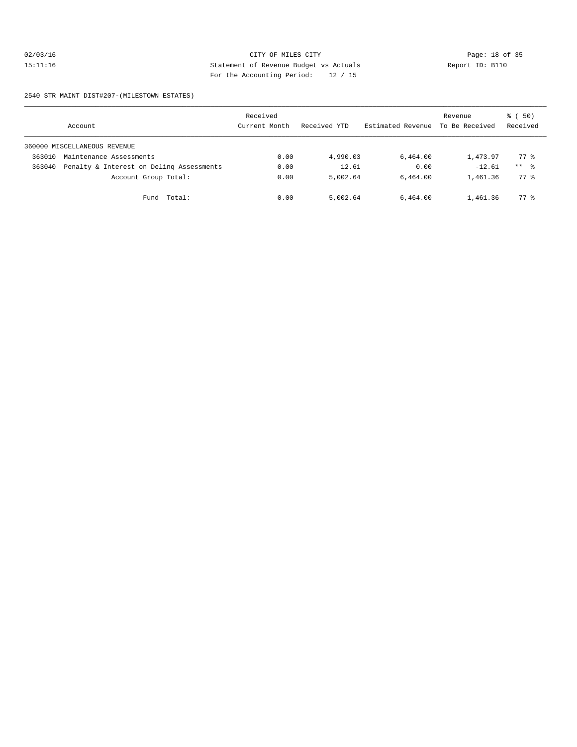CITY OF MILES CITY

Statement of Revenue Budget vs Actuals

For the Accounting Period: 12 / 15

2540 STR MAINT DIST#207-(MILESTOWN ESTATES)

| Account | | Received Current Month | Received YTD | Estimated Revenue | Revenue To Be Received | % ( 50) Received |
|---|---|---|---|---|---|---|
| 360000 MISCELLANEOUS REVENUE | | | | | | |
| 363010 | Maintenance Assessments | 0.00 | 4,990.03 | 6,464.00 | 1,473.97 | 77 % |
| 363040 | Penalty & Interest on Delinq Assessments | 0.00 | 12.61 | 0.00 | -12.61 | ** % |
| | Account Group Total: | 0.00 | 5,002.64 | 6,464.00 | 1,461.36 | 77 % |
| | Fund Total: | 0.00 | 5,002.64 | 6,464.00 | 1,461.36 | 77 % |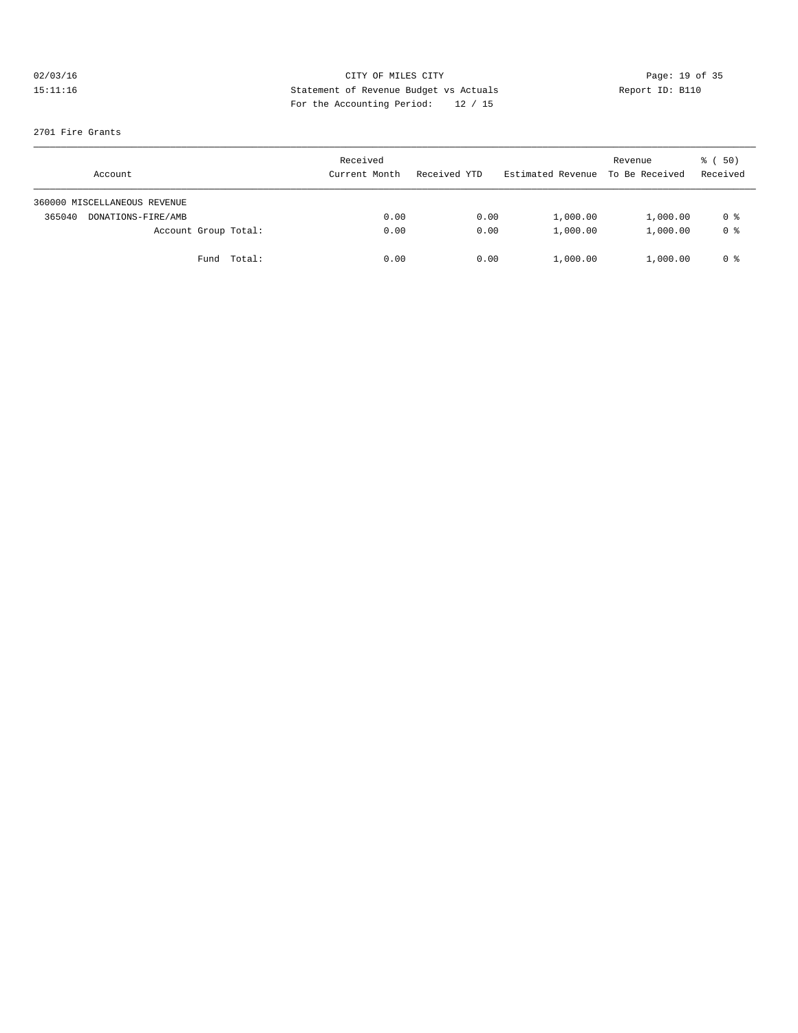CITY OF MILES CITY
Statement of Revenue Budget vs Actuals
For the Accounting Period: 12 / 15

02/03/16
15:11:16

Report ID: B110

2701 Fire Grants

| Account | Received Current Month | Received YTD | Estimated Revenue | Revenue To Be Received | % ( 50) Received |
|---|---|---|---|---|---|
| 360000 MISCELLANEOUS REVENUE | | | | | |
| 365040 DONATIONS-FIRE/AMB | 0.00 | 0.00 | 1,000.00 | 1,000.00 | 0 % |
| Account Group Total: | 0.00 | 0.00 | 1,000.00 | 1,000.00 | 0 % |
| Fund Total: | 0.00 | 0.00 | 1,000.00 | 1,000.00 | 0 % |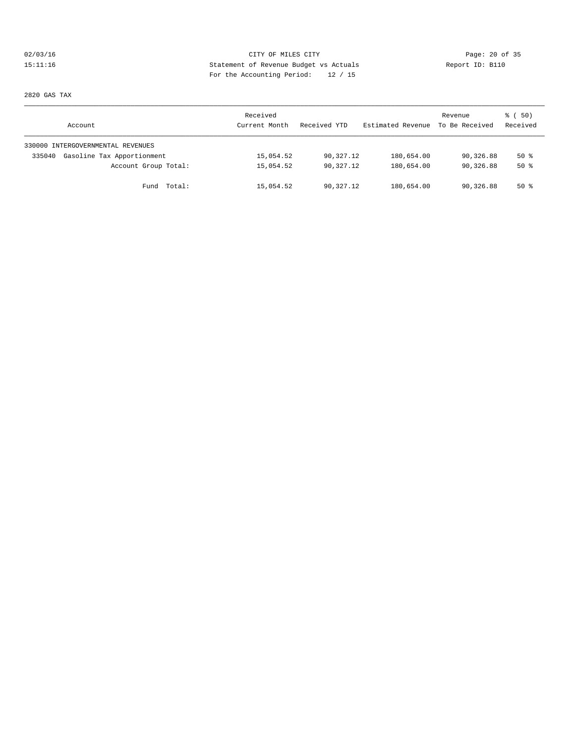CITY OF MILES CITY

Statement of Revenue Budget vs Actuals

For the Accounting Period: 12 / 15

02/03/16 15:11:16

Report ID: B110

2820 GAS TAX

| Account | Received Current Month | Received YTD | Estimated Revenue | Revenue To Be Received | % ( 50) Received |
|---|---|---|---|---|---|
| 330000 INTERGOVERNMENTAL REVENUES | | | | | |
| 335040 Gasoline Tax Apportionment | 15,054.52 | 90,327.12 | 180,654.00 | 90,326.88 | 50 % |
| Account Group Total: | 15,054.52 | 90,327.12 | 180,654.00 | 90,326.88 | 50 % |
| Fund Total: | 15,054.52 | 90,327.12 | 180,654.00 | 90,326.88 | 50 % |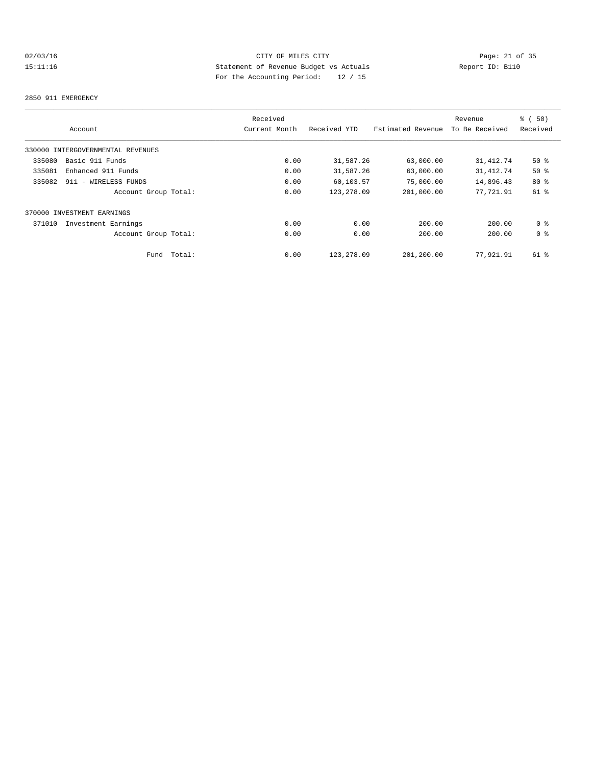CITY OF MILES CITY
Statement of Revenue Budget vs Actuals
For the Accounting Period: 12 / 15

02/03/16
15:11:16

Report ID: B110

2850 911 EMERGENCY

| Account | Received Current Month | Received YTD | Estimated Revenue | Revenue To Be Received | % ( 50) Received |
|---|---|---|---|---|---|
| 330000 INTERGOVERNMENTAL REVENUES | | | | | |
| 335080 Basic 911 Funds | 0.00 | 31,587.26 | 63,000.00 | 31,412.74 | 50 % |
| 335081 Enhanced 911 Funds | 0.00 | 31,587.26 | 63,000.00 | 31,412.74 | 50 % |
| 335082 911 - WIRELESS FUNDS | 0.00 | 60,103.57 | 75,000.00 | 14,896.43 | 80 % |
| Account Group Total: | 0.00 | 123,278.09 | 201,000.00 | 77,721.91 | 61 % |
| 370000 INVESTMENT EARNINGS | | | | | |
| 371010 Investment Earnings | 0.00 | 0.00 | 200.00 | 200.00 | 0 % |
| Account Group Total: | 0.00 | 0.00 | 200.00 | 200.00 | 0 % |
| Fund Total: | 0.00 | 123,278.09 | 201,200.00 | 77,921.91 | 61 % |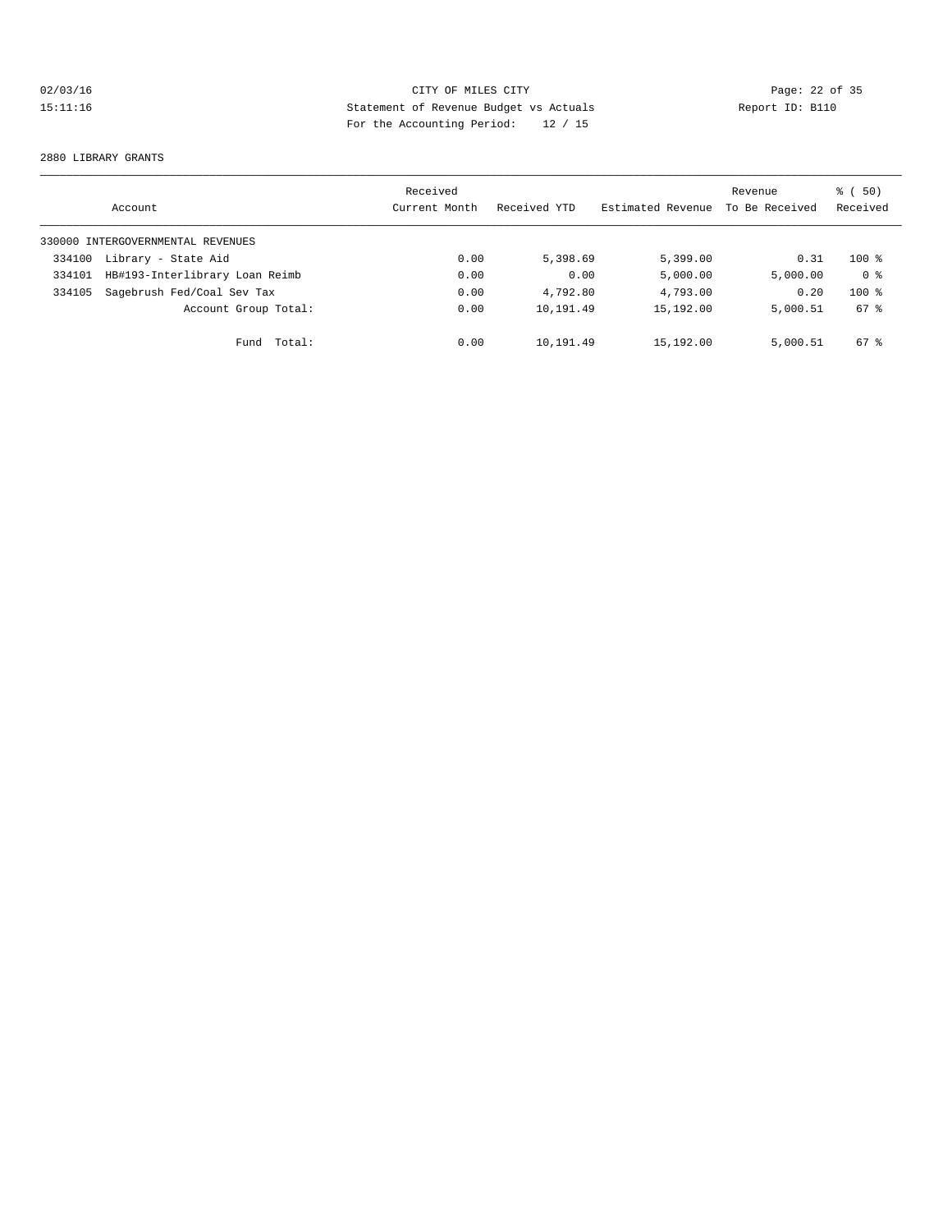CITY OF MILES CITY
Statement of Revenue Budget vs Actuals
For the Accounting Period: 12 / 15

02/03/16
15:11:16

Report ID: B110

2880 LIBRARY GRANTS

| Account | | Received Current Month | Received YTD | Estimated Revenue | Revenue To Be Received | % ( 50) Received |
|---|---|---|---|---|---|---|
| 330000 INTERGOVERNMENTAL REVENUES | | | | | | |
| 334100 | Library - State Aid | 0.00 | 5,398.69 | 5,399.00 | 0.31 | 100 % |
| 334101 | HB#193-Interlibrary Loan Reimb | 0.00 | 0.00 | 5,000.00 | 5,000.00 | 0 % |
| 334105 | Sagebrush Fed/Coal Sev Tax | 0.00 | 4,792.80 | 4,793.00 | 0.20 | 100 % |
| | Account Group Total: | 0.00 | 10,191.49 | 15,192.00 | 5,000.51 | 67 % |
| | Fund Total: | 0.00 | 10,191.49 | 15,192.00 | 5,000.51 | 67 % |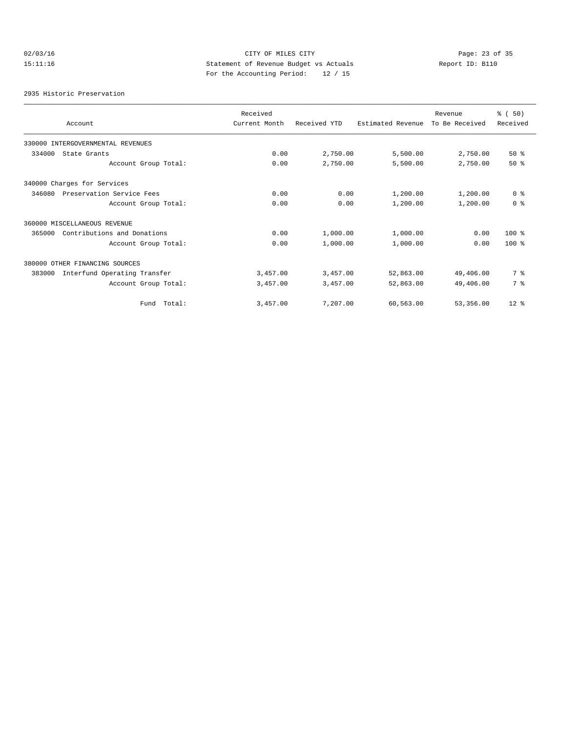CITY OF MILES CITY
Statement of Revenue Budget vs Actuals
For the Accounting Period: 12 / 15

02/03/16
15:11:16

Report ID: B110

2935 Historic Preservation

| Account | Received Current Month | Received YTD | Estimated Revenue | Revenue To Be Received | % ( 50) Received |
|---|---|---|---|---|---|
| 330000 INTERGOVERNMENTAL REVENUES | | | | | |
| 334000 State Grants | 0.00 | 2,750.00 | 5,500.00 | 2,750.00 | 50 % |
| Account Group Total: | 0.00 | 2,750.00 | 5,500.00 | 2,750.00 | 50 % |
| 340000 Charges for Services | | | | | |
| 346080 Preservation Service Fees | 0.00 | 0.00 | 1,200.00 | 1,200.00 | 0 % |
| Account Group Total: | 0.00 | 0.00 | 1,200.00 | 1,200.00 | 0 % |
| 360000 MISCELLANEOUS REVENUE | | | | | |
| 365000 Contributions and Donations | 0.00 | 1,000.00 | 1,000.00 | 0.00 | 100 % |
| Account Group Total: | 0.00 | 1,000.00 | 1,000.00 | 0.00 | 100 % |
| 380000 OTHER FINANCING SOURCES | | | | | |
| 383000 Interfund Operating Transfer | 3,457.00 | 3,457.00 | 52,863.00 | 49,406.00 | 7 % |
| Account Group Total: | 3,457.00 | 3,457.00 | 52,863.00 | 49,406.00 | 7 % |
| Fund Total: | 3,457.00 | 7,207.00 | 60,563.00 | 53,356.00 | 12 % |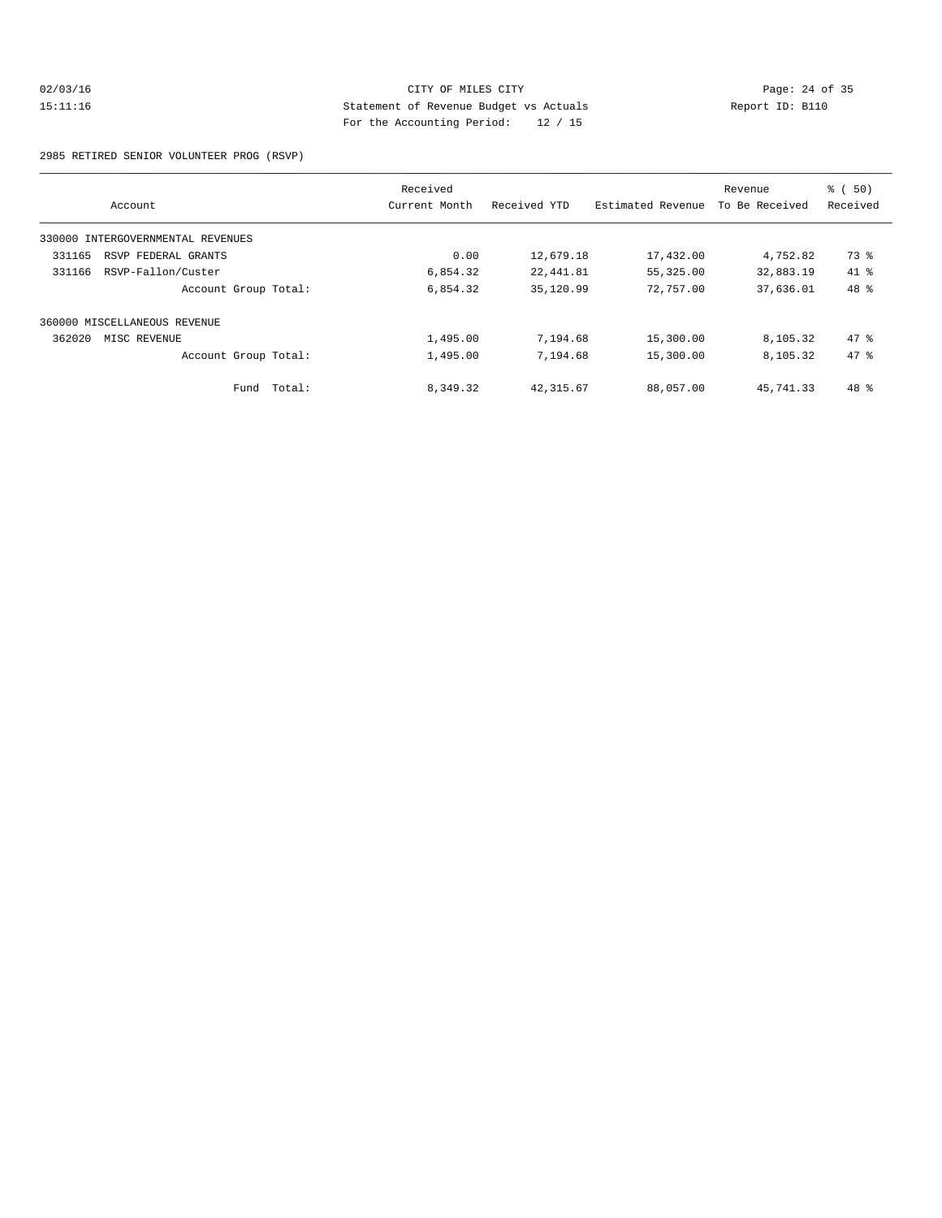CITY OF MILES CITY
Statement of Revenue Budget vs Actuals
For the Accounting Period: 12 / 15

02/03/16
15:11:16

Report ID: B110

2985 RETIRED SENIOR VOLUNTEER PROG (RSVP)

| Account | Received Current Month | Received YTD | Estimated Revenue | Revenue To Be Received | % ( 50) Received |
|---|---|---|---|---|---|
| 330000 INTERGOVERNMENTAL REVENUES | | | | | |
| 331165 RSVP FEDERAL GRANTS | 0.00 | 12,679.18 | 17,432.00 | 4,752.82 | 73 % |
| 331166 RSVP-Fallon/Custer | 6,854.32 | 22,441.81 | 55,325.00 | 32,883.19 | 41 % |
| Account Group Total: | 6,854.32 | 35,120.99 | 72,757.00 | 37,636.01 | 48 % |
| 360000 MISCELLANEOUS REVENUE | | | | | |
| 362020 MISC REVENUE | 1,495.00 | 7,194.68 | 15,300.00 | 8,105.32 | 47 % |
| Account Group Total: | 1,495.00 | 7,194.68 | 15,300.00 | 8,105.32 | 47 % |
| Fund Total: | 8,349.32 | 42,315.67 | 88,057.00 | 45,741.33 | 48 % |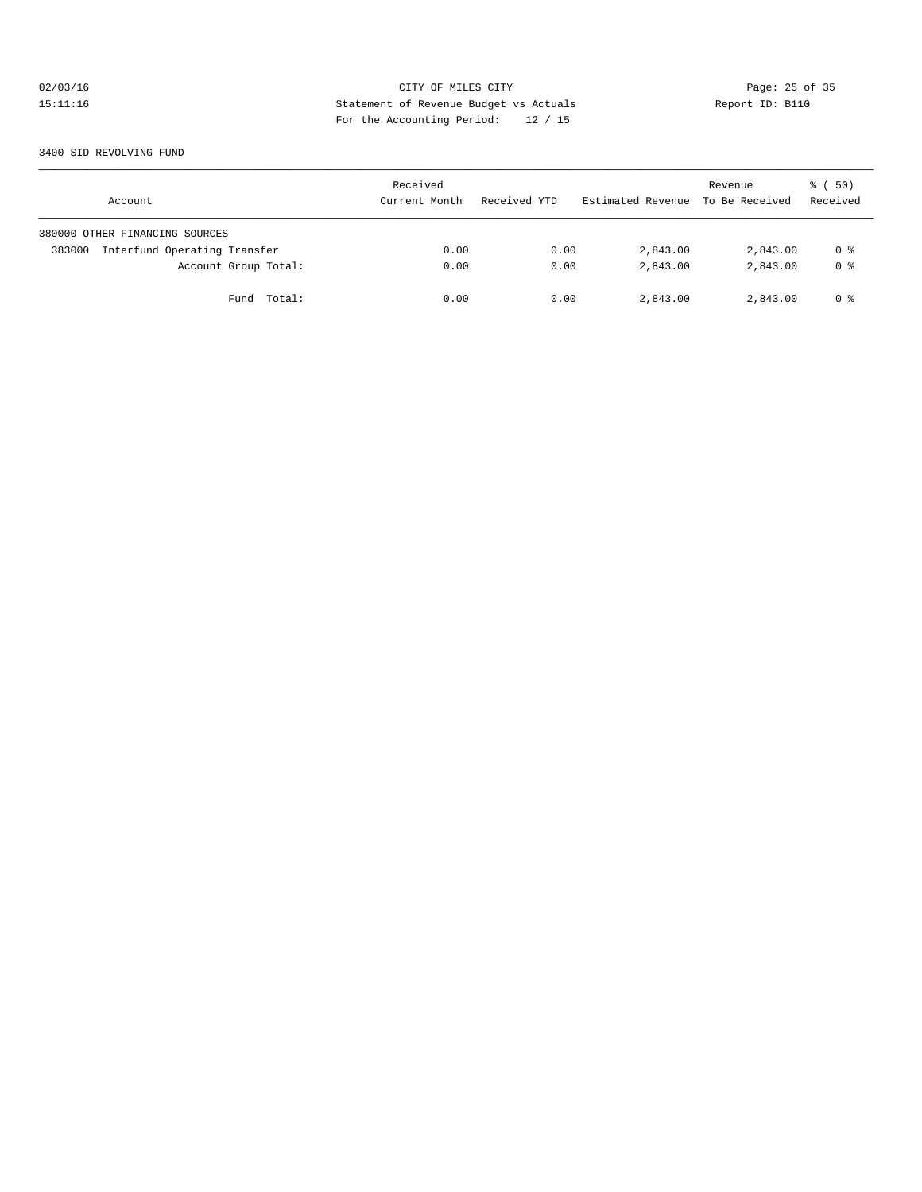CITY OF MILES CITY
Statement of Revenue Budget vs Actuals
For the Accounting Period: 12 / 15

02/03/16
15:11:16

Report ID: B110

3400 SID REVOLVING FUND

| Account | Received Current Month | Received YTD | Estimated Revenue | Revenue To Be Received | % ( 50) Received |
|---|---|---|---|---|---|
| 380000 OTHER FINANCING SOURCES | | | | | |
| 383000 Interfund Operating Transfer | 0.00 | 0.00 | 2,843.00 | 2,843.00 | 0 % |
| Account Group Total: | 0.00 | 0.00 | 2,843.00 | 2,843.00 | 0 % |
| Fund Total: | 0.00 | 0.00 | 2,843.00 | 2,843.00 | 0 % |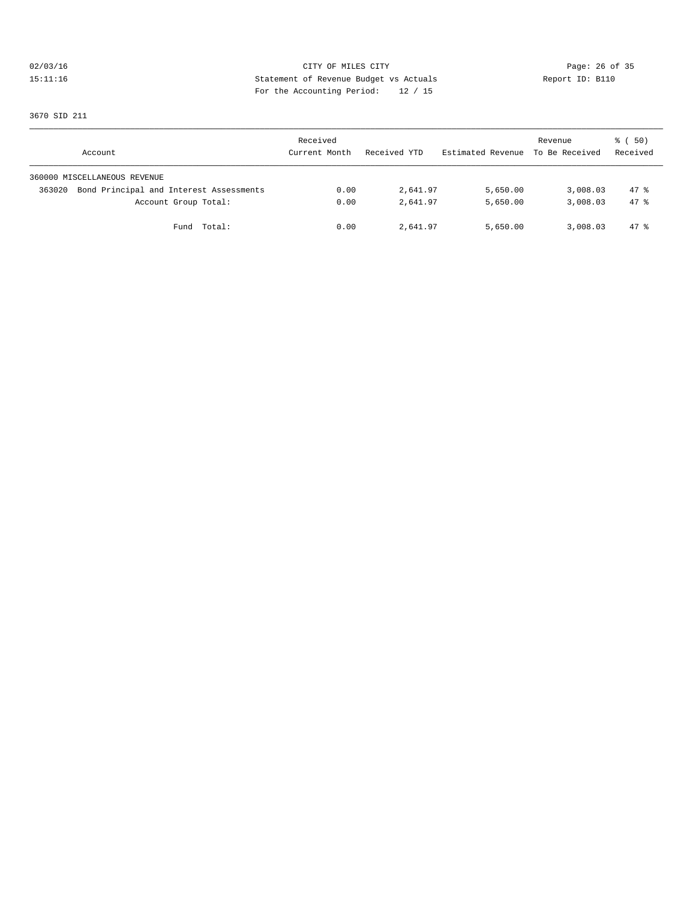CITY OF MILES CITY
Statement of Revenue Budget vs Actuals
For the Accounting Period: 12 / 15

02/03/16
15:11:16

Report ID: B110

3670 SID 211

| Account | Received Current Month | Received YTD | Estimated Revenue | Revenue To Be Received | % ( 50) Received |
|---|---|---|---|---|---|
| 360000 MISCELLANEOUS REVENUE | | | | | |
| 363020 Bond Principal and Interest Assessments | 0.00 | 2,641.97 | 5,650.00 | 3,008.03 | 47 % |
| Account Group Total: | 0.00 | 2,641.97 | 5,650.00 | 3,008.03 | 47 % |
| Fund Total: | 0.00 | 2,641.97 | 5,650.00 | 3,008.03 | 47 % |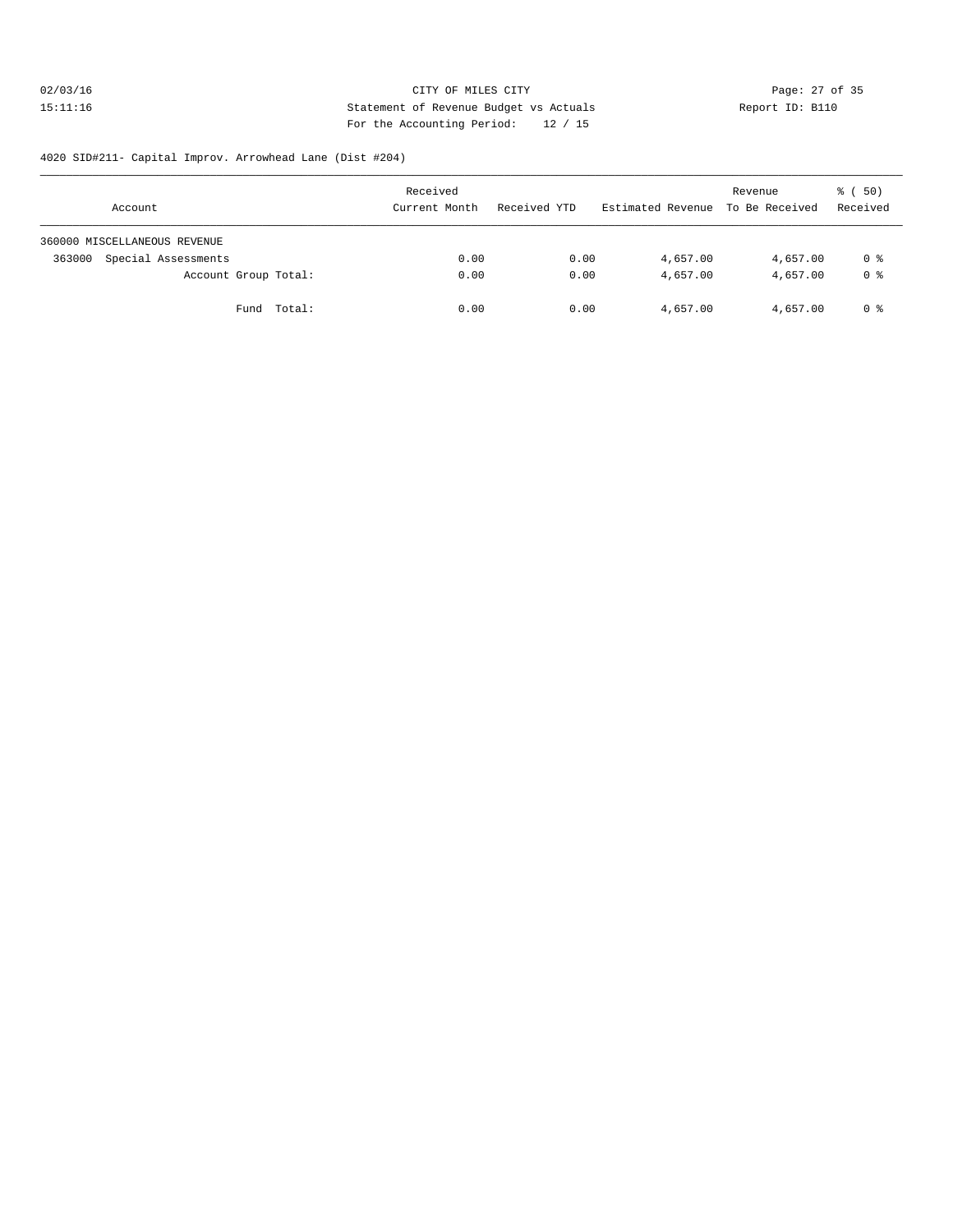CITY OF MILES CITY

Statement of Revenue Budget vs Actuals

For the Accounting Period: 12 / 15

02/03/16 15:11:16 — Report ID: B110

4020 SID#211- Capital Improv. Arrowhead Lane (Dist #204)

| Account | Received Current Month | Received YTD | Estimated Revenue | Revenue To Be Received | % ( 50) Received |
|---|---|---|---|---|---|
| 360000 MISCELLANEOUS REVENUE | | | | | |
| 363000 Special Assessments | 0.00 | 0.00 | 4,657.00 | 4,657.00 | 0 % |
| Account Group Total: | 0.00 | 0.00 | 4,657.00 | 4,657.00 | 0 % |
| Fund Total: | 0.00 | 0.00 | 4,657.00 | 4,657.00 | 0 % |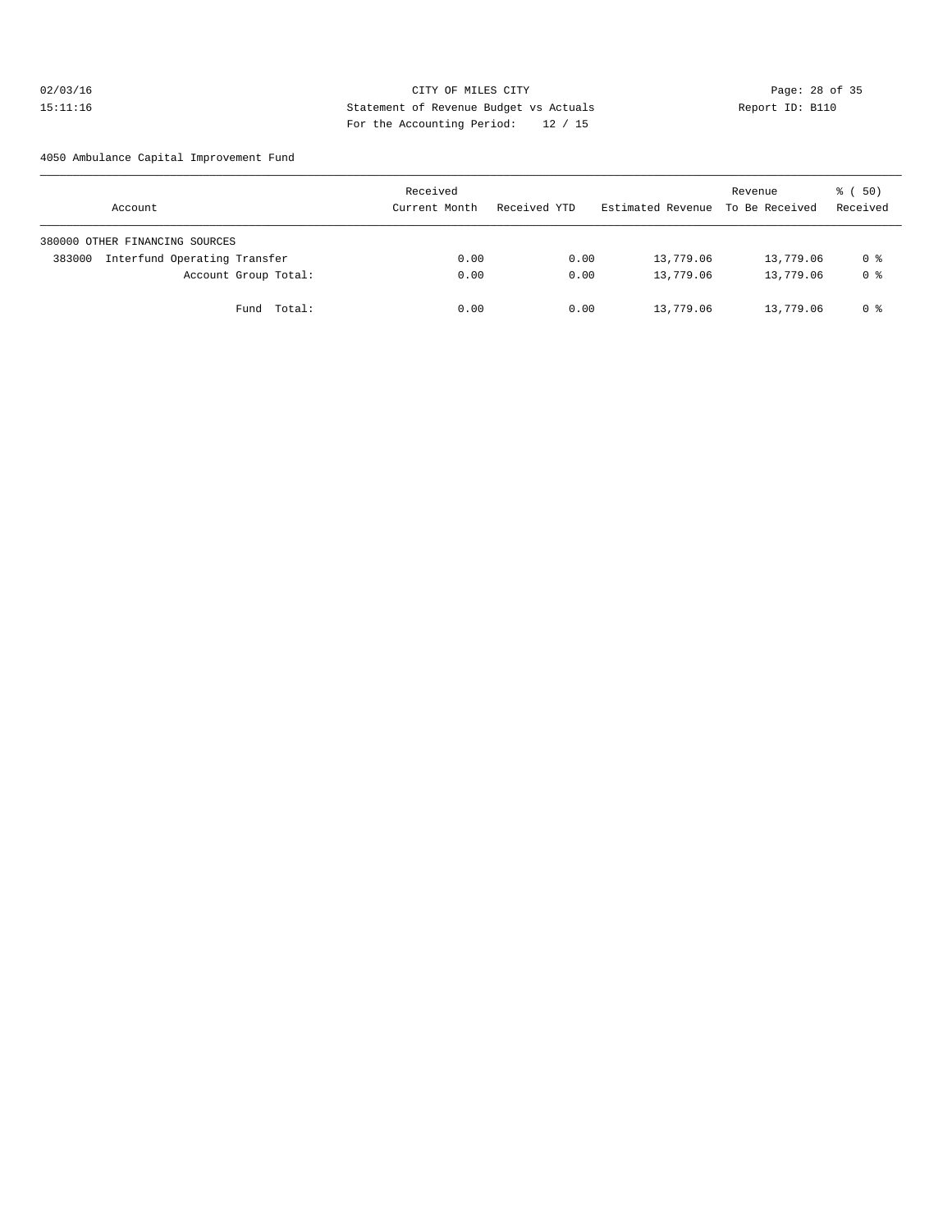CITY OF MILES CITY
Statement of Revenue Budget vs Actuals
For the Accounting Period: 12 / 15

02/03/16
15:11:16

Report ID: B110

4050 Ambulance Capital Improvement Fund

| Account | Received Current Month | Received YTD | Estimated Revenue | Revenue To Be Received | % ( 50) Received |
|---|---|---|---|---|---|
| 380000 OTHER FINANCING SOURCES | | | | | |
| 383000 Interfund Operating Transfer | 0.00 | 0.00 | 13,779.06 | 13,779.06 | 0 % |
| Account Group Total: | 0.00 | 0.00 | 13,779.06 | 13,779.06 | 0 % |
| Fund Total: | 0.00 | 0.00 | 13,779.06 | 13,779.06 | 0 % |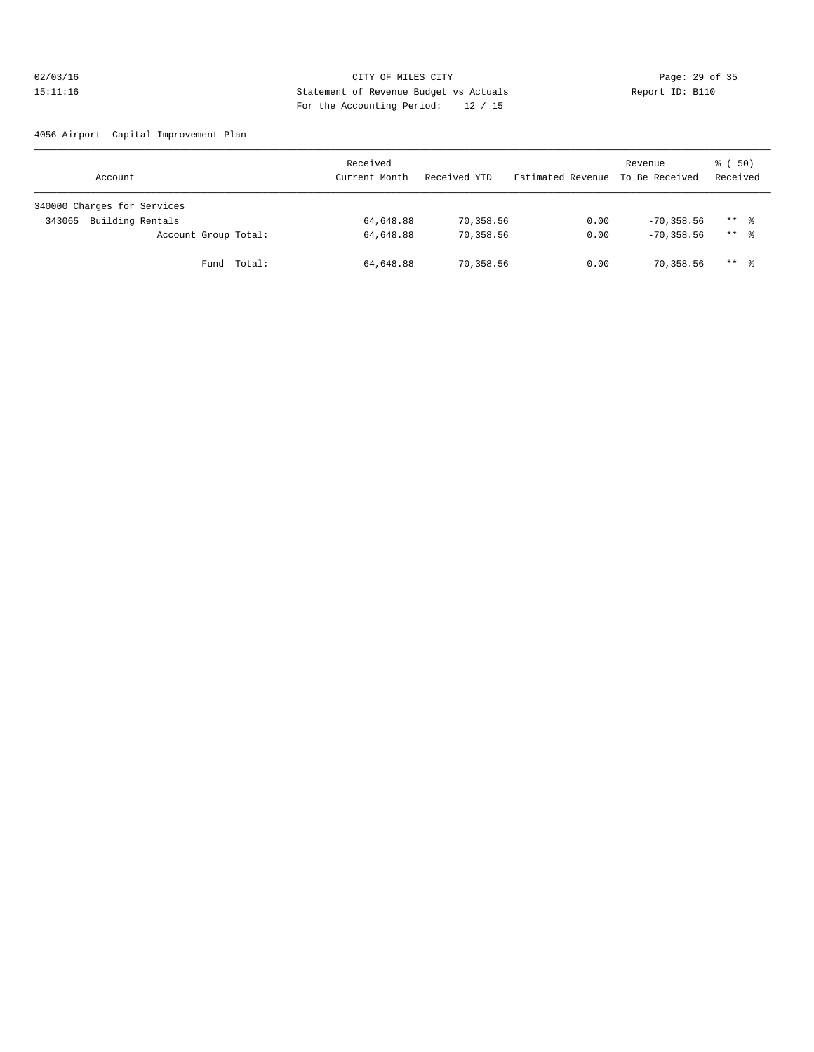CITY OF MILES CITY
Statement of Revenue Budget vs Actuals
For the Accounting Period: 12 / 15

02/03/16
15:11:16

Report ID: B110

4056 Airport- Capital Improvement Plan

| Account | Received Current Month | Received YTD | Estimated Revenue | Revenue To Be Received | % ( 50) Received |
|---|---|---|---|---|---|
| 340000 Charges for Services | | | | | |
| 343065 Building Rentals | 64,648.88 | 70,358.56 | 0.00 | -70,358.56 | ** % |
| Account Group Total: | 64,648.88 | 70,358.56 | 0.00 | -70,358.56 | ** % |
| Fund Total: | 64,648.88 | 70,358.56 | 0.00 | -70,358.56 | ** % |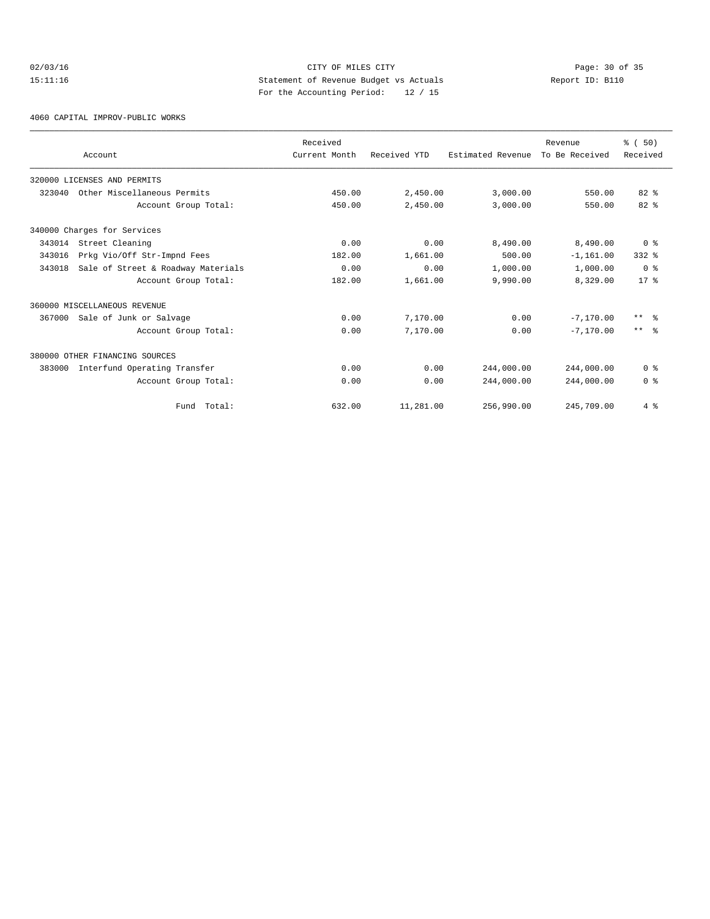CITY OF MILES CITY
Statement of Revenue Budget vs Actuals
For the Accounting Period: 12 / 15

02/03/16
15:11:16

Report ID: B110

4060 CAPITAL IMPROV-PUBLIC WORKS

| Account | Received Current Month | Received YTD | Estimated Revenue | Revenue To Be Received | % ( 50) Received |
|---|---|---|---|---|---|
| 320000 LICENSES AND PERMITS | | | | | |
| 323040 Other Miscellaneous Permits | 450.00 | 2,450.00 | 3,000.00 | 550.00 | 82 % |
| Account Group Total: | 450.00 | 2,450.00 | 3,000.00 | 550.00 | 82 % |
| 340000 Charges for Services | | | | | |
| 343014 Street Cleaning | 0.00 | 0.00 | 8,490.00 | 8,490.00 | 0 % |
| 343016 Prkg Vio/Off Str-Impnd Fees | 182.00 | 1,661.00 | 500.00 | -1,161.00 | 332 % |
| 343018 Sale of Street & Roadway Materials | 0.00 | 0.00 | 1,000.00 | 1,000.00 | 0 % |
| Account Group Total: | 182.00 | 1,661.00 | 9,990.00 | 8,329.00 | 17 % |
| 360000 MISCELLANEOUS REVENUE | | | | | |
| 367000 Sale of Junk or Salvage | 0.00 | 7,170.00 | 0.00 | -7,170.00 | ** % |
| Account Group Total: | 0.00 | 7,170.00 | 0.00 | -7,170.00 | ** % |
| 380000 OTHER FINANCING SOURCES | | | | | |
| 383000 Interfund Operating Transfer | 0.00 | 0.00 | 244,000.00 | 244,000.00 | 0 % |
| Account Group Total: | 0.00 | 0.00 | 244,000.00 | 244,000.00 | 0 % |
| Fund Total: | 632.00 | 11,281.00 | 256,990.00 | 245,709.00 | 4 % |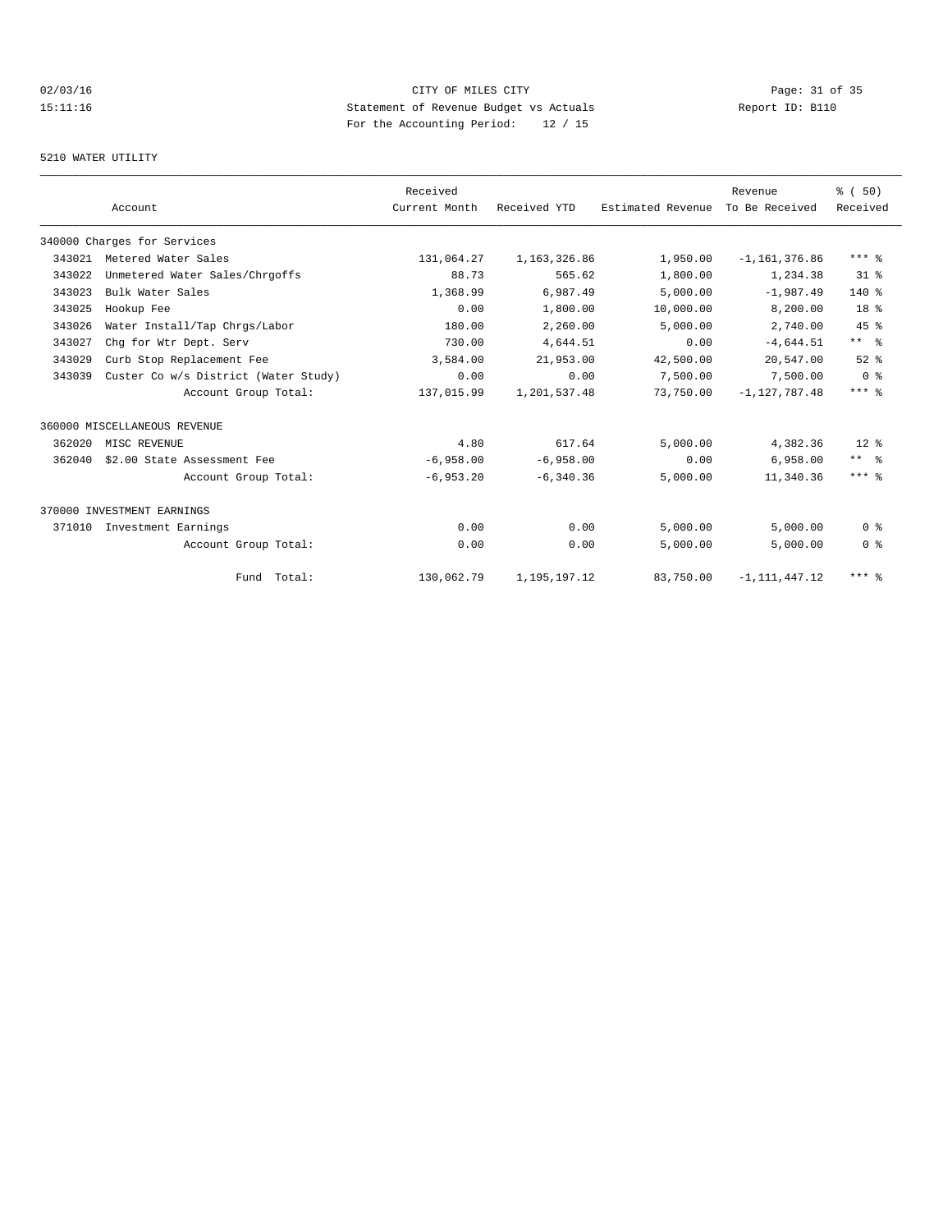CITY OF MILES CITY
Statement of Revenue Budget vs Actuals
For the Accounting Period: 12 / 15

02/03/16
15:11:16

Report ID: B110

5210 WATER UTILITY

| Account | | Received Current Month | Received YTD | Estimated Revenue | Revenue To Be Received | % ( 50) Received |
|---|---|---|---|---|---|---|
| 340000 Charges for Services | | | | | | |
| 343021 | Metered Water Sales | 131,064.27 | 1,163,326.86 | 1,950.00 | -1,161,376.86 | *** % |
| 343022 | Unmetered Water Sales/Chrgoffs | 88.73 | 565.62 | 1,800.00 | 1,234.38 | 31 % |
| 343023 | Bulk Water Sales | 1,368.99 | 6,987.49 | 5,000.00 | -1,987.49 | 140 % |
| 343025 | Hookup Fee | 0.00 | 1,800.00 | 10,000.00 | 8,200.00 | 18 % |
| 343026 | Water Install/Tap Chrgs/Labor | 180.00 | 2,260.00 | 5,000.00 | 2,740.00 | 45 % |
| 343027 | Chg for Wtr Dept. Serv | 730.00 | 4,644.51 | 0.00 | -4,644.51 | ** % |
| 343029 | Curb Stop Replacement Fee | 3,584.00 | 21,953.00 | 42,500.00 | 20,547.00 | 52 % |
| 343039 | Custer Co w/s District (Water Study) | 0.00 | 0.00 | 7,500.00 | 7,500.00 | 0 % |
| | Account Group Total: | 137,015.99 | 1,201,537.48 | 73,750.00 | -1,127,787.48 | *** % |
| 360000 MISCELLANEOUS REVENUE | | | | | | |
| 362020 | MISC REVENUE | 4.80 | 617.64 | 5,000.00 | 4,382.36 | 12 % |
| 362040 | $2.00 State Assessment Fee | -6,958.00 | -6,958.00 | 0.00 | 6,958.00 | ** % |
| | Account Group Total: | -6,953.20 | -6,340.36 | 5,000.00 | 11,340.36 | *** % |
| 370000 INVESTMENT EARNINGS | | | | | | |
| 371010 | Investment Earnings | 0.00 | 0.00 | 5,000.00 | 5,000.00 | 0 % |
| | Account Group Total: | 0.00 | 0.00 | 5,000.00 | 5,000.00 | 0 % |
| | Fund Total: | 130,062.79 | 1,195,197.12 | 83,750.00 | -1,111,447.12 | *** % |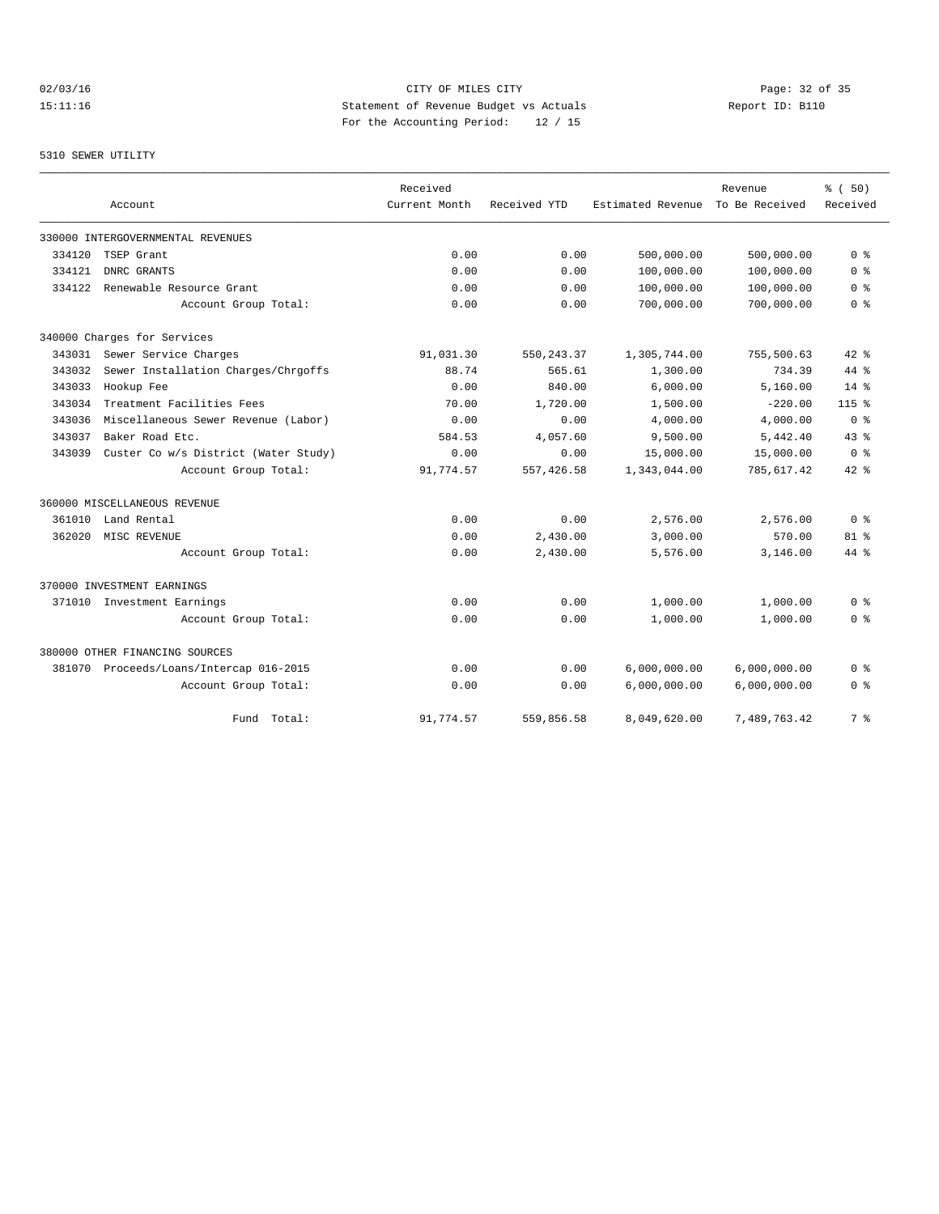02/03/16 CITY OF MILES CITY
15:11:16 Statement of Revenue Budget vs Actuals Report ID: B110
For the Accounting Period: 12 / 15

5310 SEWER UTILITY

| Account | | Received Current Month | Received YTD | Estimated Revenue | Revenue To Be Received | % ( 50) Received |
|---|---|---|---|---|---|---|
| 330000 INTERGOVERNMENTAL REVENUES | | | | | | |
| 334120 | TSEP Grant | 0.00 | 0.00 | 500,000.00 | 500,000.00 | 0 % |
| 334121 | DNRC GRANTS | 0.00 | 0.00 | 100,000.00 | 100,000.00 | 0 % |
| 334122 | Renewable Resource Grant | 0.00 | 0.00 | 100,000.00 | 100,000.00 | 0 % |
| | Account Group Total: | 0.00 | 0.00 | 700,000.00 | 700,000.00 | 0 % |
| 340000 Charges for Services | | | | | | |
| 343031 | Sewer Service Charges | 91,031.30 | 550,243.37 | 1,305,744.00 | 755,500.63 | 42 % |
| 343032 | Sewer Installation Charges/Chrgoffs | 88.74 | 565.61 | 1,300.00 | 734.39 | 44 % |
| 343033 | Hookup Fee | 0.00 | 840.00 | 6,000.00 | 5,160.00 | 14 % |
| 343034 | Treatment Facilities Fees | 70.00 | 1,720.00 | 1,500.00 | -220.00 | 115 % |
| 343036 | Miscellaneous Sewer Revenue (Labor) | 0.00 | 0.00 | 4,000.00 | 4,000.00 | 0 % |
| 343037 | Baker Road Etc. | 584.53 | 4,057.60 | 9,500.00 | 5,442.40 | 43 % |
| 343039 | Custer Co w/s District (Water Study) | 0.00 | 0.00 | 15,000.00 | 15,000.00 | 0 % |
| | Account Group Total: | 91,774.57 | 557,426.58 | 1,343,044.00 | 785,617.42 | 42 % |
| 360000 MISCELLANEOUS REVENUE | | | | | | |
| 361010 | Land Rental | 0.00 | 0.00 | 2,576.00 | 2,576.00 | 0 % |
| 362020 | MISC REVENUE | 0.00 | 2,430.00 | 3,000.00 | 570.00 | 81 % |
| | Account Group Total: | 0.00 | 2,430.00 | 5,576.00 | 3,146.00 | 44 % |
| 370000 INVESTMENT EARNINGS | | | | | | |
| 371010 | Investment Earnings | 0.00 | 0.00 | 1,000.00 | 1,000.00 | 0 % |
| | Account Group Total: | 0.00 | 0.00 | 1,000.00 | 1,000.00 | 0 % |
| 380000 OTHER FINANCING SOURCES | | | | | | |
| 381070 | Proceeds/Loans/Intercap 016-2015 | 0.00 | 0.00 | 6,000,000.00 | 6,000,000.00 | 0 % |
| | Account Group Total: | 0.00 | 0.00 | 6,000,000.00 | 6,000,000.00 | 0 % |
| | Fund Total: | 91,774.57 | 559,856.58 | 8,049,620.00 | 7,489,763.42 | 7 % |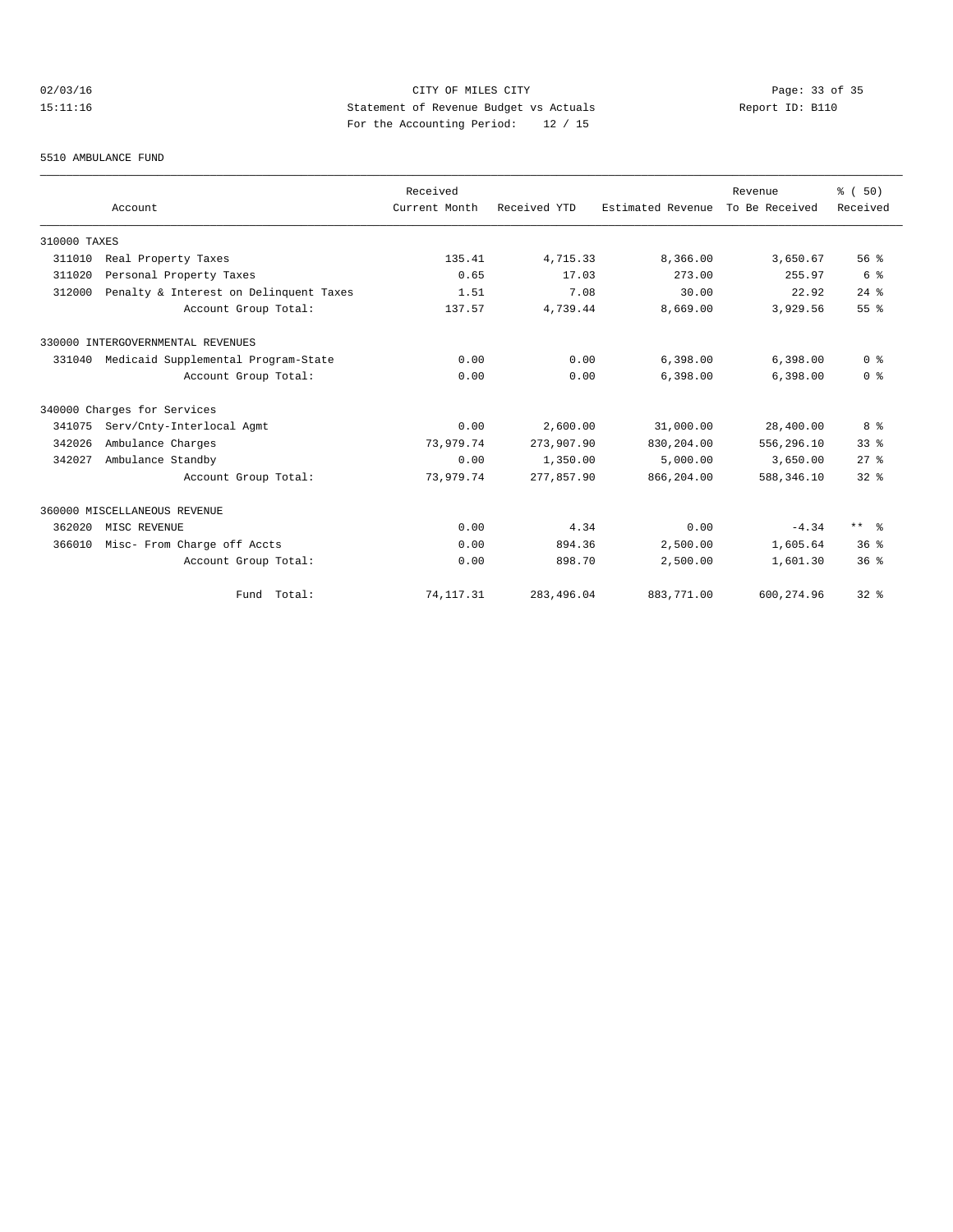CITY OF MILES CITY
Statement of Revenue Budget vs Actuals
For the Accounting Period: 12 / 15

02/03/16
15:11:16

Report ID: B110

5510 AMBULANCE FUND

| Account | Received Current Month | Received YTD | Estimated Revenue | Revenue To Be Received | % ( 50) Received |
|---|---|---|---|---|---|
| 310000 TAXES | | | | | |
| 311010 Real Property Taxes | 135.41 | 4,715.33 | 8,366.00 | 3,650.67 | 56 % |
| 311020 Personal Property Taxes | 0.65 | 17.03 | 273.00 | 255.97 | 6 % |
| 312000 Penalty & Interest on Delinquent Taxes | 1.51 | 7.08 | 30.00 | 22.92 | 24 % |
| Account Group Total: | 137.57 | 4,739.44 | 8,669.00 | 3,929.56 | 55 % |
| 330000 INTERGOVERNMENTAL REVENUES | | | | | |
| 331040 Medicaid Supplemental Program-State | 0.00 | 0.00 | 6,398.00 | 6,398.00 | 0 % |
| Account Group Total: | 0.00 | 0.00 | 6,398.00 | 6,398.00 | 0 % |
| 340000 Charges for Services | | | | | |
| 341075 Serv/Cnty-Interlocal Agmt | 0.00 | 2,600.00 | 31,000.00 | 28,400.00 | 8 % |
| 342026 Ambulance Charges | 73,979.74 | 273,907.90 | 830,204.00 | 556,296.10 | 33 % |
| 342027 Ambulance Standby | 0.00 | 1,350.00 | 5,000.00 | 3,650.00 | 27 % |
| Account Group Total: | 73,979.74 | 277,857.90 | 866,204.00 | 588,346.10 | 32 % |
| 360000 MISCELLANEOUS REVENUE | | | | | |
| 362020 MISC REVENUE | 0.00 | 4.34 | 0.00 | -4.34 | ** % |
| 366010 Misc- From Charge off Accts | 0.00 | 894.36 | 2,500.00 | 1,605.64 | 36 % |
| Account Group Total: | 0.00 | 898.70 | 2,500.00 | 1,601.30 | 36 % |
| Fund Total: | 74,117.31 | 283,496.04 | 883,771.00 | 600,274.96 | 32 % |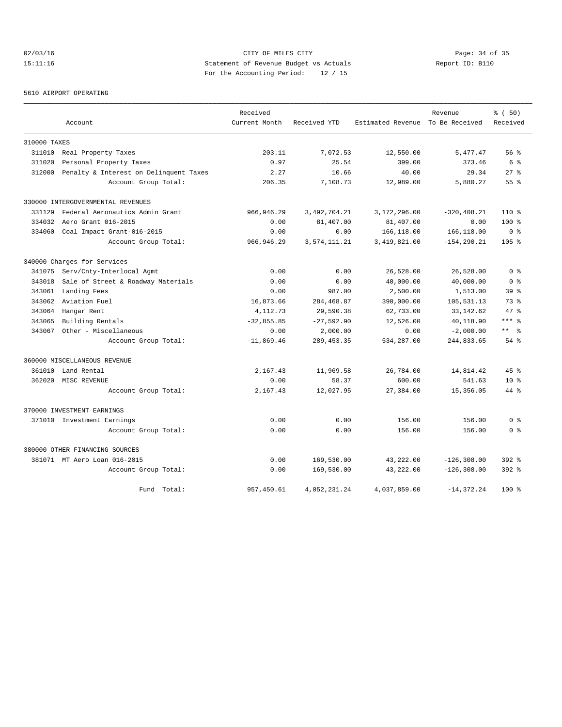CITY OF MILES CITY

Statement of Revenue Budget vs Actuals

For the Accounting Period: 12 / 15

02/03/16 15:11:16

Report ID: B110

5610 AIRPORT OPERATING

| Account | Received Current Month | Received YTD | Estimated Revenue | Revenue To Be Received | % ( 50) Received |
|---|---|---|---|---|---|
| **310000 TAXES** | | | | | |
| 311010 Real Property Taxes | 203.11 | 7,072.53 | 12,550.00 | 5,477.47 | 56 % |
| 311020 Personal Property Taxes | 0.97 | 25.54 | 399.00 | 373.46 | 6 % |
| 312000 Penalty & Interest on Delinquent Taxes | 2.27 | 10.66 | 40.00 | 29.34 | 27 % |
| Account Group Total: | 206.35 | 7,108.73 | 12,989.00 | 5,880.27 | 55 % |
| **330000 INTERGOVERNMENTAL REVENUES** | | | | | |
| 331129 Federal Aeronautics Admin Grant | 966,946.29 | 3,492,704.21 | 3,172,296.00 | -320,408.21 | 110 % |
| 334032 Aero Grant 016-2015 | 0.00 | 81,407.00 | 81,407.00 | 0.00 | 100 % |
| 334060 Coal Impact Grant-016-2015 | 0.00 | 0.00 | 166,118.00 | 166,118.00 | 0 % |
| Account Group Total: | 966,946.29 | 3,574,111.21 | 3,419,821.00 | -154,290.21 | 105 % |
| **340000 Charges for Services** | | | | | |
| 341075 Serv/Cnty-Interlocal Agmt | 0.00 | 0.00 | 26,528.00 | 26,528.00 | 0 % |
| 343018 Sale of Street & Roadway Materials | 0.00 | 0.00 | 40,000.00 | 40,000.00 | 0 % |
| 343061 Landing Fees | 0.00 | 987.00 | 2,500.00 | 1,513.00 | 39 % |
| 343062 Aviation Fuel | 16,873.66 | 284,468.87 | 390,000.00 | 105,531.13 | 73 % |
| 343064 Hangar Rent | 4,112.73 | 29,590.38 | 62,733.00 | 33,142.62 | 47 % |
| 343065 Building Rentals | -32,855.85 | -27,592.90 | 12,526.00 | 40,118.90 | *** % |
| 343067 Other - Miscellaneous | 0.00 | 2,000.00 | 0.00 | -2,000.00 | ** % |
| Account Group Total: | -11,869.46 | 289,453.35 | 534,287.00 | 244,833.65 | 54 % |
| **360000 MISCELLANEOUS REVENUE** | | | | | |
| 361010 Land Rental | 2,167.43 | 11,969.58 | 26,784.00 | 14,814.42 | 45 % |
| 362020 MISC REVENUE | 0.00 | 58.37 | 600.00 | 541.63 | 10 % |
| Account Group Total: | 2,167.43 | 12,027.95 | 27,384.00 | 15,356.05 | 44 % |
| **370000 INVESTMENT EARNINGS** | | | | | |
| 371010 Investment Earnings | 0.00 | 0.00 | 156.00 | 156.00 | 0 % |
| Account Group Total: | 0.00 | 0.00 | 156.00 | 156.00 | 0 % |
| **380000 OTHER FINANCING SOURCES** | | | | | |
| 381071 MT Aero Loan 016-2015 | 0.00 | 169,530.00 | 43,222.00 | -126,308.00 | 392 % |
| Account Group Total: | 0.00 | 169,530.00 | 43,222.00 | -126,308.00 | 392 % |
| Fund Total: | 957,450.61 | 4,052,231.24 | 4,037,859.00 | -14,372.24 | 100 % |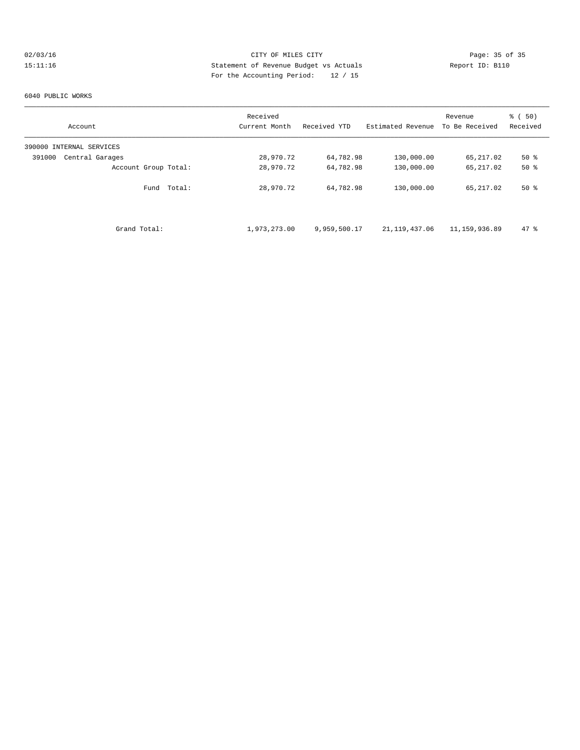CITY OF MILES CITY

Statement of Revenue Budget vs Actuals

For the Accounting Period: 12 / 15

Report ID: B110

02/03/16 15:11:16

6040 PUBLIC WORKS

| Account | Received Current Month | Received YTD | Estimated Revenue | Revenue To Be Received | % ( 50) Received |
|---|---|---|---|---|---|
| 390000 INTERNAL SERVICES | | | | | |
| 391000 Central Garages | 28,970.72 | 64,782.98 | 130,000.00 | 65,217.02 | 50 % |
| Account Group Total: | 28,970.72 | 64,782.98 | 130,000.00 | 65,217.02 | 50 % |
| Fund Total: | 28,970.72 | 64,782.98 | 130,000.00 | 65,217.02 | 50 % |
| Grand Total: | 1,973,273.00 | 9,959,500.17 | 21,119,437.06 | 11,159,936.89 | 47 % |